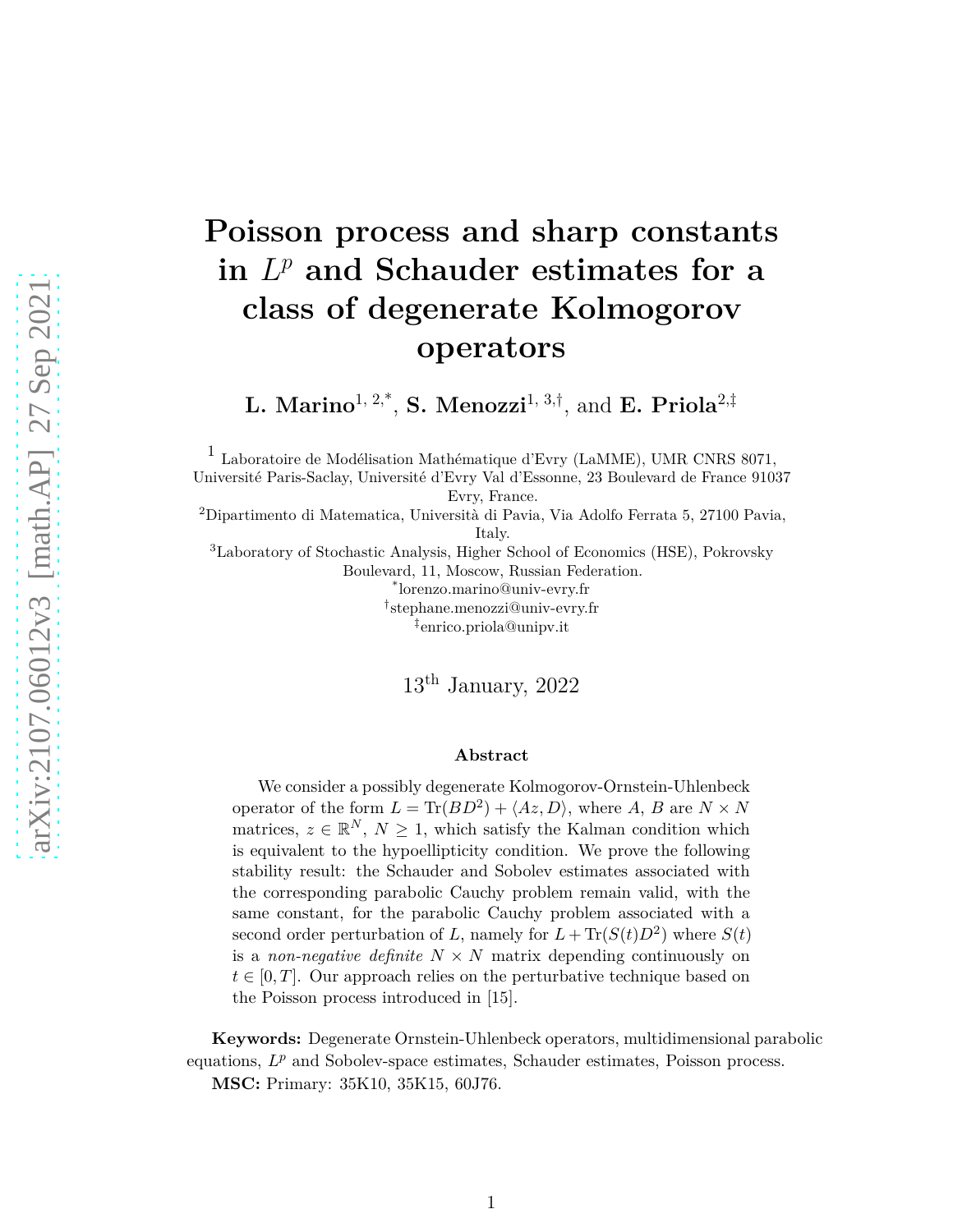# Poisson process and sharp constants in $L^p$ and Schauder estimates for a class of degenerate Kolmogorov operators

**L. Marino**[1, 2,*], **S. Menozzi**[1, 3,†], and **E. Priola**[2,‡]

[1] Laboratoire de Modélisation Mathématique d'Evry (LaMME), UMR CNRS 8071, Université Paris-Saclay, Université d'Evry Val d'Essonne, 23 Boulevard de France 91037 Evry, France.

[2] Dipartimento di Matematica, Università di Pavia, Via Adolfo Ferrata 5, 27100 Pavia, Italy.

[3] Laboratory of Stochastic Analysis, Higher School of Economics (HSE), Pokrovsky Boulevard, 11, Moscow, Russian Federation.

[*] lorenzo.marino@univ-evry.fr

[†] stephane.menozzi@univ-evry.fr

[‡] enrico.priola@unipv.it

13th January, 2022

### Abstract

We consider a possibly degenerate Kolmogorov-Ornstein-Uhlenbeck operator of the form $L = \mathrm{Tr}(BD^2) + \langle Az, D\rangle$, where $A$, $B$ are $N \times N$ matrices, $z \in \mathbb{R}^N$, $N \geq 1$, which satisfy the Kalman condition which is equivalent to the hypoellipticity condition. We prove the following stability result: the Schauder and Sobolev estimates associated with the corresponding parabolic Cauchy problem remain valid, with the same constant, for the parabolic Cauchy problem associated with a second order perturbation of $L$, namely for $L + \mathrm{Tr}(S(t)D^2)$ where $S(t)$ is a *non-negative definite* $N \times N$ matrix depending continuously on $t \in [0, T]$. Our approach relies on the perturbative technique based on the Poisson process introduced in [15].

**Keywords:** Degenerate Ornstein-Uhlenbeck operators, multidimensional parabolic equations, $L^p$ and Sobolev-space estimates, Schauder estimates, Poisson process.

**MSC:** Primary: 35K10, 35K15, 60J76.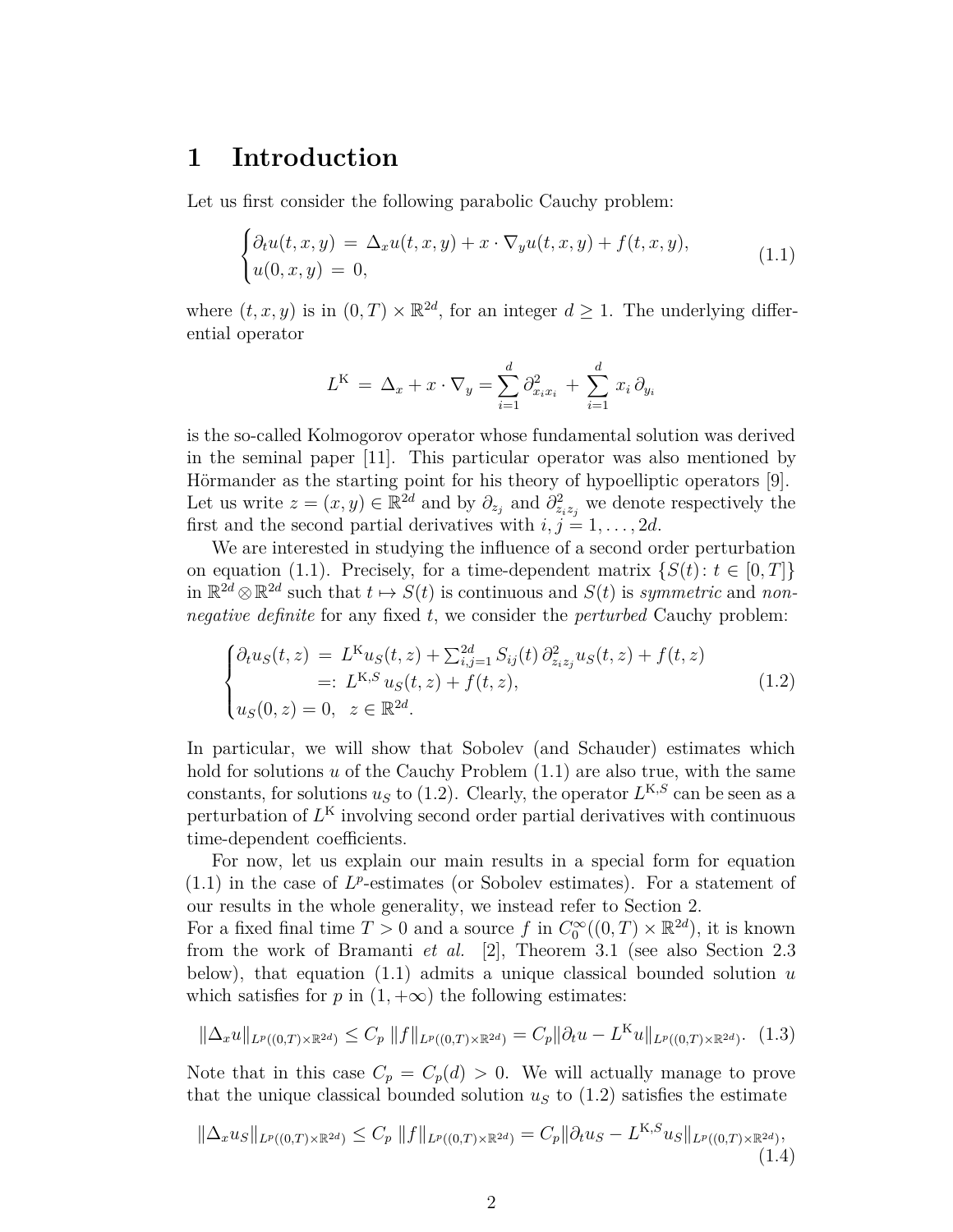# 1 Introduction

Let us first consider the following parabolic Cauchy problem:

$$
\begin{cases}
\partial_t u(t,x,y) \,=\, \Delta_x u(t,x,y) + x \cdot \nabla_y u(t,x,y) + f(t,x,y), \\
u(0,x,y) \,=\, 0,
\end{cases}
\tag{1.1}
$$

where $(t,x,y)$ is in $(0,T) \times \mathbb{R}^{2d}$, for an integer $d \geq 1$. The underlying differential operator

$$
L^{\mathrm{K}} \,=\, \Delta_x + x \cdot \nabla_y = \sum_{i=1}^{d} \partial^2_{x_i x_i} \,+\, \sum_{i=1}^{d} x_i \, \partial_{y_i}
$$

is the so-called Kolmogorov operator whose fundamental solution was derived in the seminal paper [11]. This particular operator was also mentioned by Hörmander as the starting point for his theory of hypoelliptic operators [9]. Let us write $z = (x,y) \in \mathbb{R}^{2d}$ and by $\partial_{z_j}$ and $\partial^2_{z_i z_j}$ we denote respectively the first and the second partial derivatives with $i,j = 1,\dots,2d$.

We are interested in studying the influence of a second order perturbation on equation (1.1). Precisely, for a time-dependent matrix $\{S(t) \colon t \in [0,T]\}$ in $\mathbb{R}^{2d} \otimes \mathbb{R}^{2d}$ such that $t \mapsto S(t)$ is continuous and $S(t)$ is *symmetric* and *non-negative definite* for any fixed $t$, we consider the *perturbed* Cauchy problem:

$$
\begin{cases}
\partial_t u_S(t,z) \,=\, L^{\mathrm{K}} u_S(t,z) + \sum_{i,j=1}^{2d} S_{ij}(t) \, \partial^2_{z_i z_j} u_S(t,z) + f(t,z) \\
\qquad\qquad\;\; =: \, L^{\mathrm{K},S} \, u_S(t,z) + f(t,z), \\
u_S(0,z) = 0, \quad z \in \mathbb{R}^{2d}.
\end{cases}
\tag{1.2}
$$

In particular, we will show that Sobolev (and Schauder) estimates which hold for solutions $u$ of the Cauchy Problem (1.1) are also true, with the same constants, for solutions $u_S$ to (1.2). Clearly, the operator $L^{\mathrm{K},S}$ can be seen as a perturbation of $L^{\mathrm{K}}$ involving second order partial derivatives with continuous time-dependent coefficients.

For now, let us explain our main results in a special form for equation (1.1) in the case of $L^p$-estimates (or Sobolev estimates). For a statement of our results in the whole generality, we instead refer to Section 2.
For a fixed final time $T > 0$ and a source $f$ in $C^\infty_0((0,T) \times \mathbb{R}^{2d})$, it is known from the work of Bramanti *et al.* [2], Theorem 3.1 (see also Section 2.3 below), that equation (1.1) admits a unique classical bounded solution $u$ which satisfies for $p$ in $(1,+\infty)$ the following estimates:

$$
\|\Delta_x u\|_{L^p((0,T)\times\mathbb{R}^{2d})} \leq C_p \, \|f\|_{L^p((0,T)\times\mathbb{R}^{2d})} = C_p \|\partial_t u - L^{\mathrm{K}} u\|_{L^p((0,T)\times\mathbb{R}^{2d})}. \tag{1.3}
$$

Note that in this case $C_p = C_p(d) > 0$. We will actually manage to prove that the unique classical bounded solution $u_S$ to (1.2) satisfies the estimate

$$
\|\Delta_x u_S\|_{L^p((0,T)\times\mathbb{R}^{2d})} \leq C_p \, \|f\|_{L^p((0,T)\times\mathbb{R}^{2d})} = C_p \|\partial_t u_S - L^{\mathrm{K},S} u_S\|_{L^p((0,T)\times\mathbb{R}^{2d})}, \tag{1.4}
$$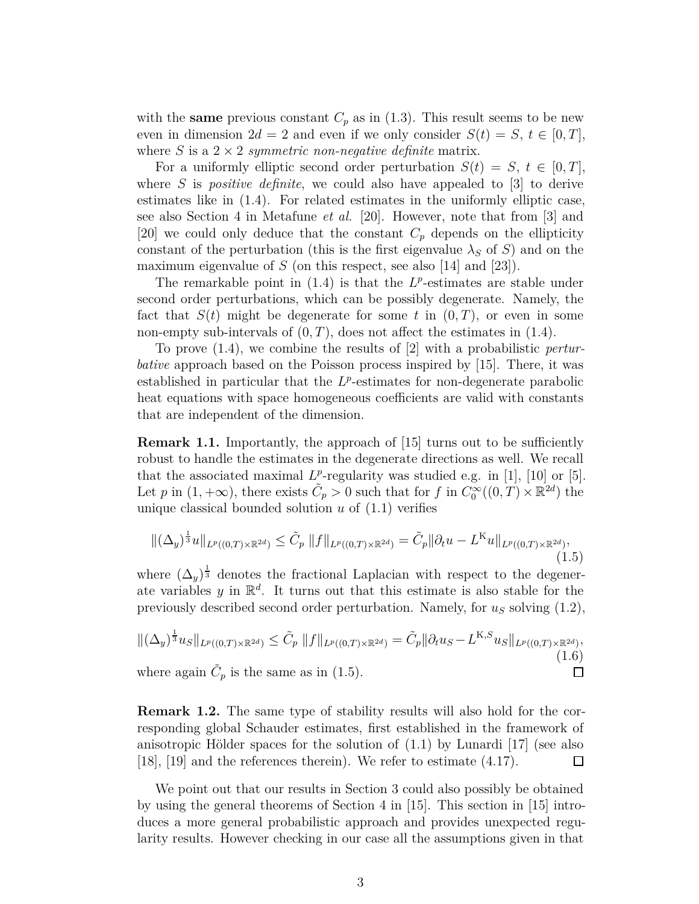with the **same** previous constant $C_p$ as in (1.3). This result seems to be new even in dimension $2d = 2$ and even if we only consider $S(t) = S$, $t \in [0, T]$, where $S$ is a $2 \times 2$ *symmetric non-negative definite* matrix.

For a uniformly elliptic second order perturbation $S(t) = S$, $t \in [0, T]$, where $S$ is *positive definite*, we could also have appealed to [3] to derive estimates like in (1.4). For related estimates in the uniformly elliptic case, see also Section 4 in Metafune *et al.* [20]. However, note that from [3] and [20] we could only deduce that the constant $C_p$ depends on the ellipticity constant of the perturbation (this is the first eigenvalue $\lambda_S$ of $S$) and on the maximum eigenvalue of $S$ (on this respect, see also [14] and [23]).

The remarkable point in (1.4) is that the $L^p$-estimates are stable under second order perturbations, which can be possibly degenerate. Namely, the fact that $S(t)$ might be degenerate for some $t$ in $(0, T)$, or even in some non-empty sub-intervals of $(0, T)$, does not affect the estimates in (1.4).

To prove (1.4), we combine the results of [2] with a probabilistic *perturbative* approach based on the Poisson process inspired by [15]. There, it was established in particular that the $L^p$-estimates for non-degenerate parabolic heat equations with space homogeneous coefficients are valid with constants that are independent of the dimension.

**Remark 1.1.** Importantly, the approach of [15] turns out to be sufficiently robust to handle the estimates in the degenerate directions as well. We recall that the associated maximal $L^p$-regularity was studied e.g. in [1], [10] or [5]. Let $p$ in $(1, +\infty)$, there exists $\tilde{C}_p > 0$ such that for $f$ in $C_0^\infty((0, T) \times \mathbb{R}^{2d})$ the unique classical bounded solution $u$ of (1.1) verifies

$$\|(\Delta_y)^{\frac{1}{3}} u\|_{L^p((0,T)\times\mathbb{R}^{2d})} \le \tilde{C}_p \, \|f\|_{L^p((0,T)\times\mathbb{R}^{2d})} = \tilde{C}_p \|\partial_t u - L^{\mathrm{K}} u\|_{L^p((0,T)\times\mathbb{R}^{2d})}, \tag{1.5}$$

where $(\Delta_y)^{\frac{1}{3}}$ denotes the fractional Laplacian with respect to the degenerate variables $y$ in $\mathbb{R}^d$. It turns out that this estimate is also stable for the previously described second order perturbation. Namely, for $u_S$ solving (1.2),

$$\|(\Delta_y)^{\frac{1}{3}} u_S\|_{L^p((0,T)\times\mathbb{R}^{2d})} \le \tilde{C}_p \, \|f\|_{L^p((0,T)\times\mathbb{R}^{2d})} = \tilde{C}_p \|\partial_t u_S - L^{\mathrm{K},S} u_S\|_{L^p((0,T)\times\mathbb{R}^{2d})}, \tag{1.6}$$

where again $\tilde{C}_p$ is the same as in (1.5). □

**Remark 1.2.** The same type of stability results will also hold for the corresponding global Schauder estimates, first established in the framework of anisotropic Hölder spaces for the solution of (1.1) by Lunardi [17] (see also [18], [19] and the references therein). We refer to estimate (4.17). □

We point out that our results in Section 3 could also possibly be obtained by using the general theorems of Section 4 in [15]. This section in [15] introduces a more general probabilistic approach and provides unexpected regularity results. However checking in our case all the assumptions given in that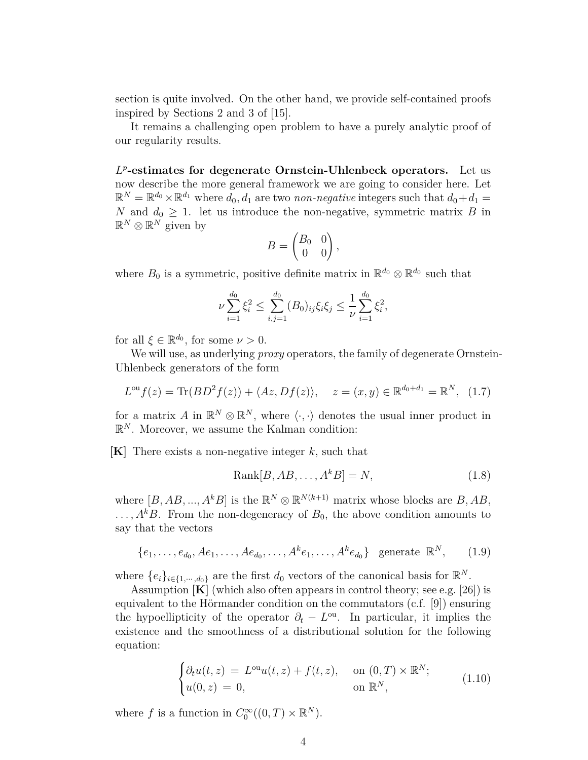section is quite involved. On the other hand, we provide self-contained proofs inspired by Sections 2 and 3 of [15].

It remains a challenging open problem to have a purely analytic proof of our regularity results.

**$L^p$-estimates for degenerate Ornstein-Uhlenbeck operators.** Let us now describe the more general framework we are going to consider here. Let $\mathbb{R}^N = \mathbb{R}^{d_0} \times \mathbb{R}^{d_1}$ where $d_0, d_1$ are two *non-negative* integers such that $d_0 + d_1 = N$ and $d_0 \geq 1$. let us introduce the non-negative, symmetric matrix $B$ in $\mathbb{R}^N \otimes \mathbb{R}^N$ given by

$$B = \begin{pmatrix} B_0 & 0 \\ 0 & 0 \end{pmatrix},$$

where $B_0$ is a symmetric, positive definite matrix in $\mathbb{R}^{d_0} \otimes \mathbb{R}^{d_0}$ such that

$$\nu \sum_{i=1}^{d_0} \xi_i^2 \leq \sum_{i,j=1}^{d_0} (B_0)_{ij} \xi_i \xi_j \leq \frac{1}{\nu} \sum_{i=1}^{d_0} \xi_i^2,$$

for all $\xi \in \mathbb{R}^{d_0}$, for some $\nu > 0$.

We will use, as underlying *proxy* operators, the family of degenerate Ornstein-Uhlenbeck generators of the form

$$L^{\text{ou}} f(z) = \text{Tr}(BD^2 f(z)) + \langle Az, Df(z) \rangle, \quad z = (x, y) \in \mathbb{R}^{d_0 + d_1} = \mathbb{R}^N, \quad (1.7)$$

for a matrix $A$ in $\mathbb{R}^N \otimes \mathbb{R}^N$, where $\langle \cdot, \cdot \rangle$ denotes the usual inner product in $\mathbb{R}^N$. Moreover, we assume the Kalman condition:

**[K]** There exists a non-negative integer $k$, such that

$$\text{Rank}[B, AB, \ldots, A^k B] = N, \quad (1.8)$$

where $[B, AB, ..., A^k B]$ is the $\mathbb{R}^N \otimes \mathbb{R}^{N(k+1)}$ matrix whose blocks are $B, AB, \ldots, A^k B$. From the non-degeneracy of $B_0$, the above condition amounts to say that the vectors

$$\{e_1, \ldots, e_{d_0}, Ae_1, \ldots, Ae_{d_0}, \ldots, A^k e_1, \ldots, A^k e_{d_0}\} \quad \text{generate } \mathbb{R}^N, \quad (1.9)$$

where $\{e_i\}_{i \in \{1, \cdots, d_0\}}$ are the first $d_0$ vectors of the canonical basis for $\mathbb{R}^N$.

Assumption **[K]** (which also often appears in control theory; see e.g. [26]) is equivalent to the Hörmander condition on the commutators (c.f. [9]) ensuring the hypoellipticity of the operator $\partial_t - L^{\text{ou}}$. In particular, it implies the existence and the smoothness of a distributional solution for the following equation:

$$\begin{cases} \partial_t u(t, z) = L^{\text{ou}} u(t, z) + f(t, z), & \text{on } (0, T) \times \mathbb{R}^N; \\ u(0, z) = 0, & \text{on } \mathbb{R}^N, \end{cases} \quad (1.10)$$

where $f$ is a function in $C_0^\infty((0, T) \times \mathbb{R}^N)$.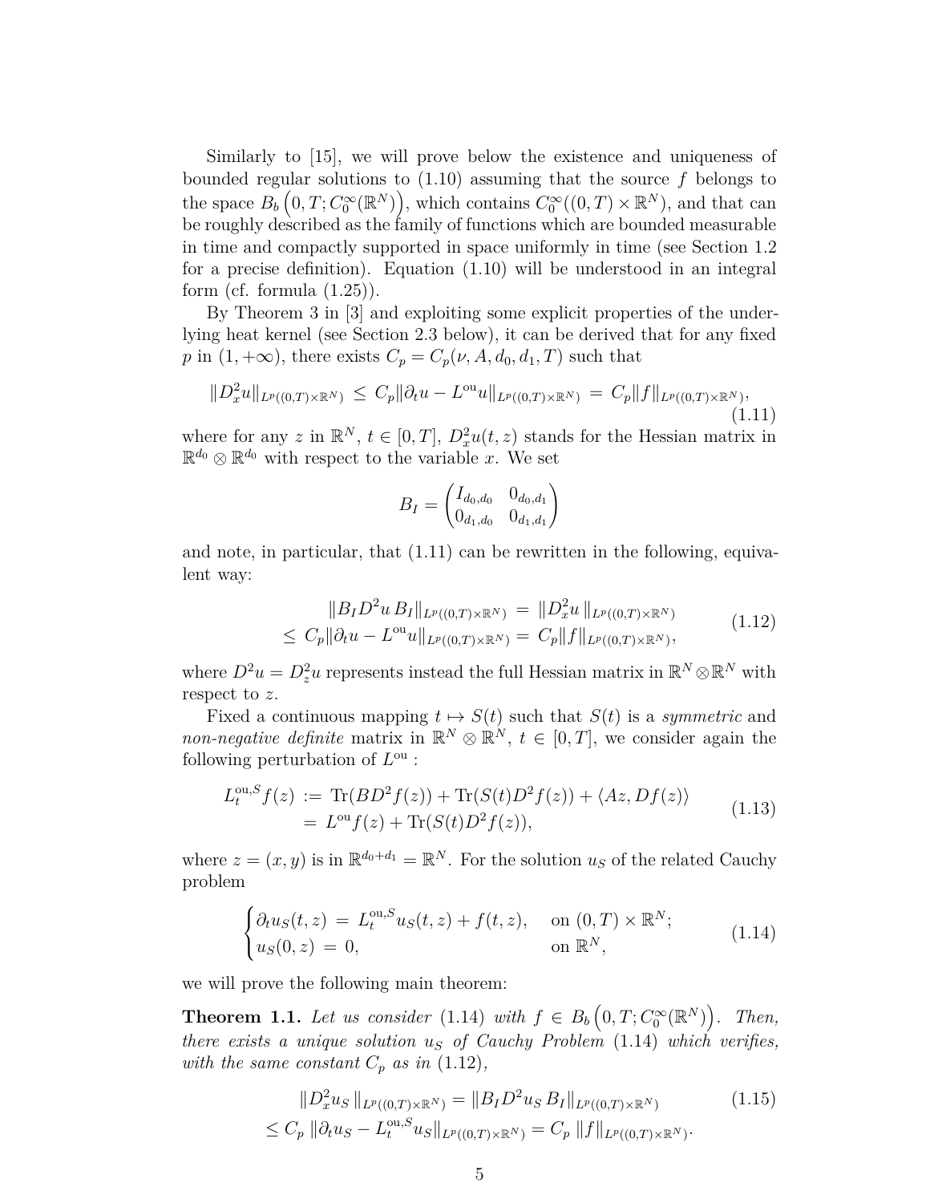Similarly to [15], we will prove below the existence and uniqueness of bounded regular solutions to (1.10) assuming that the source $f$ belongs to the space $B_b\left(0,T;C_0^\infty(\mathbb{R}^N)\right)$, which contains $C_0^\infty((0,T)\times\mathbb{R}^N)$, and that can be roughly described as the family of functions which are bounded measurable in time and compactly supported in space uniformly in time (see Section 1.2 for a precise definition). Equation (1.10) will be understood in an integral form (cf. formula (1.25)).

By Theorem 3 in [3] and exploiting some explicit properties of the underlying heat kernel (see Section 2.3 below), it can be derived that for any fixed $p$ in $(1,+\infty)$, there exists $C_p = C_p(\nu, A, d_0, d_1, T)$ such that

$$\|D_x^2 u\|_{L^p((0,T)\times\mathbb{R}^N)} \le C_p \|\partial_t u - L^{\mathrm{ou}} u\|_{L^p((0,T)\times\mathbb{R}^N)} = C_p\|f\|_{L^p((0,T)\times\mathbb{R}^N)}, \tag{1.11}$$

where for any $z$ in $\mathbb{R}^N$, $t\in[0,T]$, $D_x^2u(t,z)$ stands for the Hessian matrix in $\mathbb{R}^{d_0}\otimes\mathbb{R}^{d_0}$ with respect to the variable $x$. We set

$$B_I = \begin{pmatrix} I_{d_0,d_0} & 0_{d_0,d_1} \\ 0_{d_1,d_0} & 0_{d_1,d_1}\end{pmatrix}$$

and note, in particular, that (1.11) can be rewritten in the following, equivalent way:

$$\begin{aligned}\|B_I D^2 u\, B_I\|_{L^p((0,T)\times\mathbb{R}^N)} &= \|D_x^2 u\,\|_{L^p((0,T)\times\mathbb{R}^N)} \\ \le C_p\|\partial_t u - L^{\mathrm{ou}} u\|_{L^p((0,T)\times\mathbb{R}^N)} &= C_p\|f\|_{L^p((0,T)\times\mathbb{R}^N)},\end{aligned} \tag{1.12}$$

where $D^2u = D_z^2 u$ represents instead the full Hessian matrix in $\mathbb{R}^N\otimes\mathbb{R}^N$ with respect to $z$.

Fixed a continuous mapping $t\mapsto S(t)$ such that $S(t)$ is a *symmetric* and *non-negative definite* matrix in $\mathbb{R}^N\otimes\mathbb{R}^N$, $t\in[0,T]$, we consider again the following perturbation of $L^{\mathrm{ou}}$ :

$$\begin{aligned} L_t^{\mathrm{ou},S} f(z) &:= \mathrm{Tr}(BD^2f(z)) + \mathrm{Tr}(S(t)D^2f(z)) + \langle Az, Df(z)\rangle \\ &= L^{\mathrm{ou}} f(z) + \mathrm{Tr}(S(t)D^2 f(z)),\end{aligned} \tag{1.13}$$

where $z=(x,y)$ is in $\mathbb{R}^{d_0+d_1}=\mathbb{R}^N$. For the solution $u_S$ of the related Cauchy problem

$$\begin{cases} \partial_t u_S(t,z) = L_t^{\mathrm{ou},S} u_S(t,z) + f(t,z), & \text{on } (0,T)\times\mathbb{R}^N; \\ u_S(0,z) = 0, & \text{on } \mathbb{R}^N,\end{cases} \tag{1.14}$$

we will prove the following main theorem:

**Theorem 1.1.** *Let us consider* (1.14) *with* $f\in B_b\left(0,T;C_0^\infty(\mathbb{R}^N)\right)$. *Then, there exists a unique solution* $u_S$ *of Cauchy Problem* (1.14) *which verifies, with the same constant* $C_p$ *as in* (1.12),

$$\begin{aligned}\|D_x^2 u_S\,\|_{L^p((0,T)\times\mathbb{R}^N)} &= \|B_I D^2 u_S\, B_I\|_{L^p((0,T)\times\mathbb{R}^N)} \\ \le C_p\,\|\partial_t u_S - L_t^{\mathrm{ou},S}u_S\|_{L^p((0,T)\times\mathbb{R}^N)} &= C_p\,\|f\|_{L^p((0,T)\times\mathbb{R}^N)}.\end{aligned} \tag{1.15}$$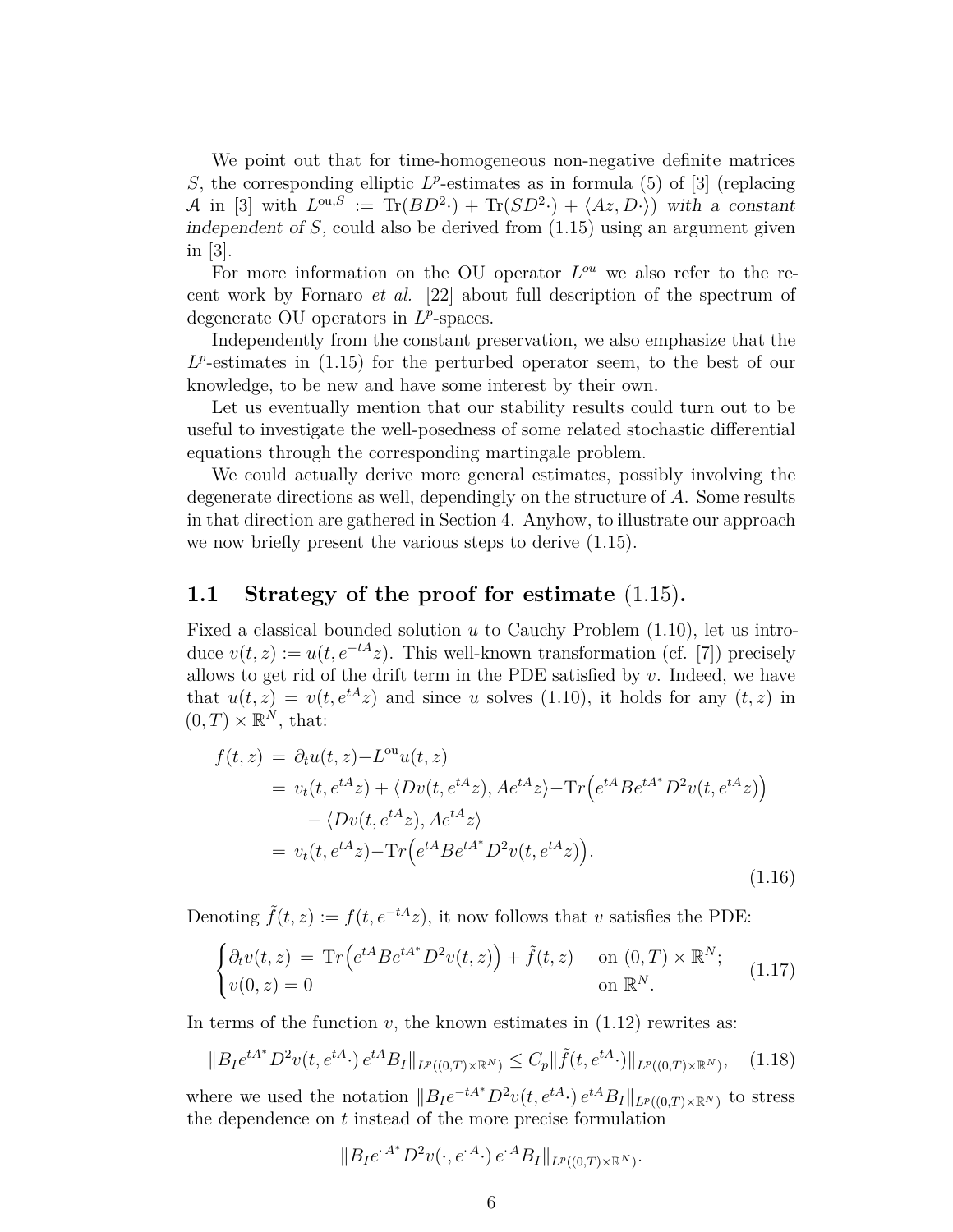We point out that for time-homogeneous non-negative definite matrices $S$, the corresponding elliptic $L^p$-estimates as in formula (5) of [3] (replacing $\mathcal{A}$ in [3] with $L^{\text{ou},S} := \text{Tr}(BD^2\cdot) + \text{Tr}(SD^2\cdot) + \langle Az, D\cdot\rangle$) *with a constant independent of* $S$, could also be derived from (1.15) using an argument given in [3].

For more information on the OU operator $L^{ou}$ we also refer to the recent work by Fornaro *et al.* [22] about full description of the spectrum of degenerate OU operators in $L^p$-spaces.

Independently from the constant preservation, we also emphasize that the $L^p$-estimates in (1.15) for the perturbed operator seem, to the best of our knowledge, to be new and have some interest by their own.

Let us eventually mention that our stability results could turn out to be useful to investigate the well-posedness of some related stochastic differential equations through the corresponding martingale problem.

We could actually derive more general estimates, possibly involving the degenerate directions as well, dependingly on the structure of $A$. Some results in that direction are gathered in Section 4. Anyhow, to illustrate our approach we now briefly present the various steps to derive (1.15).

## 1.1 Strategy of the proof for estimate (1.15).

Fixed a classical bounded solution $u$ to Cauchy Problem (1.10), let us introduce $v(t,z) := u(t, e^{-tA}z)$. This well-known transformation (cf. [7]) precisely allows to get rid of the drift term in the PDE satisfied by $v$. Indeed, we have that $u(t,z) = v(t, e^{tA}z)$ and since $u$ solves (1.10), it holds for any $(t,z)$ in $(0,T)\times\mathbb{R}^N$, that:

$$
\begin{aligned}
f(t,z) &= \partial_t u(t,z) - L^{\text{ou}}u(t,z) \\
&= v_t(t, e^{tA}z) + \langle Dv(t,e^{tA}z), Ae^{tA}z\rangle - \text{Tr}\Big(e^{tA}Be^{tA^*}D^2v(t,e^{tA}z)\Big) \\
&\quad - \langle Dv(t,e^{tA}z), Ae^{tA}z\rangle \\
&= v_t(t,e^{tA}z) - \text{Tr}\Big(e^{tA}Be^{tA^*}D^2v(t,e^{tA}z)\Big).
\end{aligned} \tag{1.16}
$$

Denoting $\tilde{f}(t,z) := f(t, e^{-tA}z)$, it now follows that $v$ satisfies the PDE:

$$
\begin{cases}
\partial_t v(t,z) = \text{Tr}\Big(e^{tA}Be^{tA^*}D^2v(t,z)\Big) + \tilde{f}(t,z) & \text{on } (0,T)\times\mathbb{R}^N; \\
v(0,z) = 0 & \text{on } \mathbb{R}^N.
\end{cases} \tag{1.17}
$$

In terms of the function $v$, the known estimates in (1.12) rewrites as:

$$
\|B_I e^{tA^*} D^2 v(t, e^{tA}\cdot)\, e^{tA} B_I\|_{L^p((0,T)\times\mathbb{R}^N)} \le C_p \|\tilde{f}(t, e^{tA}\cdot)\|_{L^p((0,T)\times\mathbb{R}^N)}, \tag{1.18}
$$

where we used the notation $\|B_I e^{-tA^*} D^2 v(t, e^{tA}\cdot)\, e^{tA} B_I\|_{L^p((0,T)\times\mathbb{R}^N)}$ to stress the dependence on $t$ instead of the more precise formulation

$$
\|B_I e^{\cdot\, A^*} D^2 v(\cdot, e^{\cdot\, A}\cdot)\, e^{\cdot\, A} B_I\|_{L^p((0,T)\times\mathbb{R}^N)}.
$$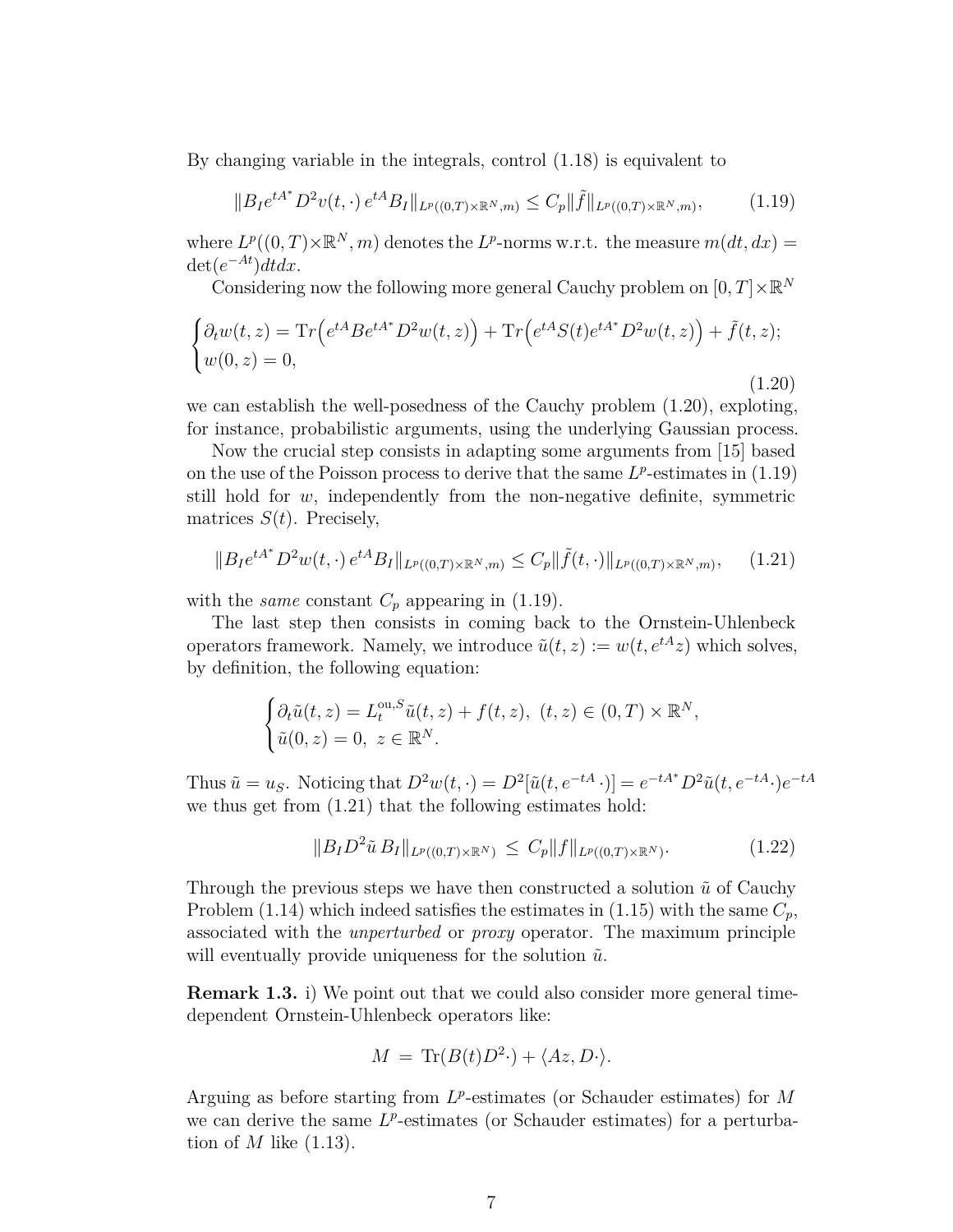By changing variable in the integrals, control (1.18) is equivalent to

$$\|B_I e^{tA^*} D^2 v(t,\cdot)\, e^{tA} B_I\|_{L^p((0,T)\times\mathbb{R}^N,m)} \le C_p \|\tilde{f}\|_{L^p((0,T)\times\mathbb{R}^N,m)}, \tag{1.19}$$

where $L^p((0,T)\times\mathbb{R}^N, m)$ denotes the $L^p$-norms w.r.t. the measure $m(dt,dx) = \det(e^{-At})dtdx$.

Considering now the following more general Cauchy problem on $[0,T]\times\mathbb{R}^N$

$$\begin{cases} \partial_t w(t,z) = \mathrm{Tr}\Big(e^{tA}Be^{tA^*}D^2w(t,z)\Big) + \mathrm{Tr}\Big(e^{tA}S(t)e^{tA^*}D^2w(t,z)\Big) + \tilde{f}(t,z); \\ w(0,z) = 0, \end{cases} \tag{1.20}$$

we can establish the well-posedness of the Cauchy problem (1.20), exploting, for instance, probabilistic arguments, using the underlying Gaussian process.

Now the crucial step consists in adapting some arguments from [15] based on the use of the Poisson process to derive that the same $L^p$-estimates in (1.19) still hold for $w$, independently from the non-negative definite, symmetric matrices $S(t)$. Precisely,

$$\|B_I e^{tA^*} D^2 w(t,\cdot)\, e^{tA} B_I\|_{L^p((0,T)\times\mathbb{R}^N,m)} \le C_p \|\tilde{f}(t,\cdot)\|_{L^p((0,T)\times\mathbb{R}^N,m)}, \tag{1.21}$$

with the *same* constant $C_p$ appearing in (1.19).

The last step then consists in coming back to the Ornstein-Uhlenbeck operators framework. Namely, we introduce $\tilde{u}(t,z) := w(t, e^{tA}z)$ which solves, by definition, the following equation:

$$\begin{cases} \partial_t \tilde{u}(t,z) = L_t^{\mathrm{ou},S}\tilde{u}(t,z) + f(t,z),\ (t,z)\in(0,T)\times\mathbb{R}^N, \\ \tilde{u}(0,z) = 0,\ z\in\mathbb{R}^N. \end{cases}$$

Thus $\tilde{u} = u_S$. Noticing that $D^2w(t,\cdot) = D^2[\tilde{u}(t,e^{-tA}\,\cdot)] = e^{-tA^*}D^2\tilde{u}(t,e^{-tA}\cdot)e^{-tA}$ we thus get from (1.21) that the following estimates hold:

$$\|B_I D^2\tilde{u}\, B_I\|_{L^p((0,T)\times\mathbb{R}^N)} \ \le\ C_p\|f\|_{L^p((0,T)\times\mathbb{R}^N)}. \tag{1.22}$$

Through the previous steps we have then constructed a solution $\tilde{u}$ of Cauchy Problem (1.14) which indeed satisfies the estimates in (1.15) with the same $C_p$, associated with the *unperturbed* or *proxy* operator. The maximum principle will eventually provide uniqueness for the solution $\tilde{u}$.

**Remark 1.3.** i) We point out that we could also consider more general time-dependent Ornstein-Uhlenbeck operators like:

$$M \ =\ \mathrm{Tr}(B(t)D^2\cdot) + \langle Az, D\cdot\rangle.$$

Arguing as before starting from $L^p$-estimates (or Schauder estimates) for $M$ we can derive the same $L^p$-estimates (or Schauder estimates) for a perturbation of $M$ like (1.13).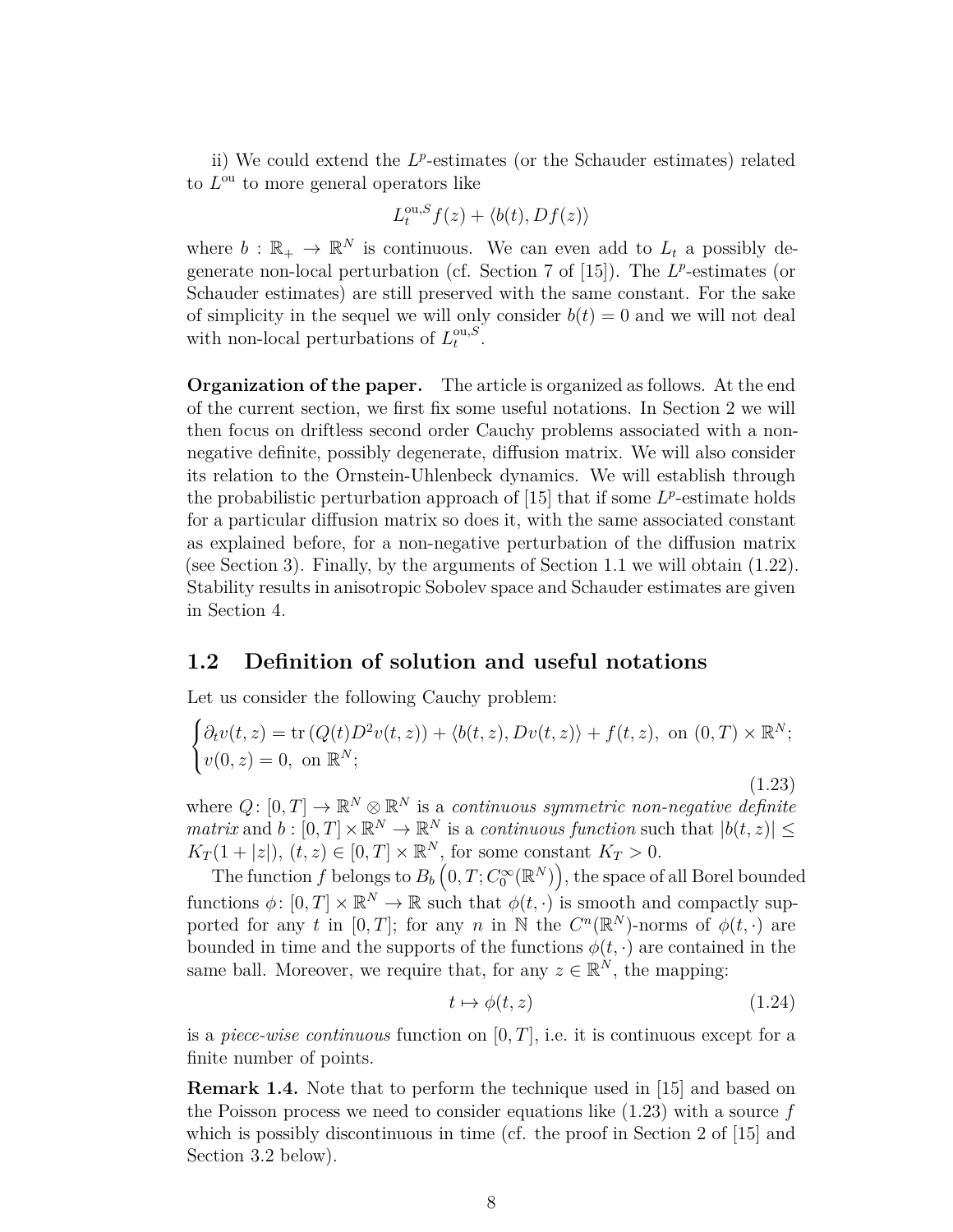ii) We could extend the $L^p$-estimates (or the Schauder estimates) related to $L^{\mathrm{ou}}$ to more general operators like

$$L_t^{\mathrm{ou},S} f(z) + \langle b(t), Df(z)\rangle$$

where $b : \mathbb{R}_+ \to \mathbb{R}^N$ is continuous. We can even add to $L_t$ a possibly degenerate non-local perturbation (cf. Section 7 of [15]). The $L^p$-estimates (or Schauder estimates) are still preserved with the same constant. For the sake of simplicity in the sequel we will only consider $b(t) = 0$ and we will not deal with non-local perturbations of $L_t^{\mathrm{ou},S}$.

**Organization of the paper.** The article is organized as follows. At the end of the current section, we first fix some useful notations. In Section 2 we will then focus on driftless second order Cauchy problems associated with a non-negative definite, possibly degenerate, diffusion matrix. We will also consider its relation to the Ornstein-Uhlenbeck dynamics. We will establish through the probabilistic perturbation approach of [15] that if some $L^p$-estimate holds for a particular diffusion matrix so does it, with the same associated constant as explained before, for a non-negative perturbation of the diffusion matrix (see Section 3). Finally, by the arguments of Section 1.1 we will obtain (1.22). Stability results in anisotropic Sobolev space and Schauder estimates are given in Section 4.

## 1.2 Definition of solution and useful notations

Let us consider the following Cauchy problem:

$$\begin{cases} \partial_t v(t,z) = \mathrm{tr}\left(Q(t)D^2 v(t,z)\right) + \langle b(t,z), Dv(t,z)\rangle + f(t,z), \text{ on } (0,T)\times\mathbb{R}^N; \\ v(0,z) = 0, \text{ on } \mathbb{R}^N; \end{cases} \tag{1.23}$$

where $Q\colon [0,T] \to \mathbb{R}^N \otimes \mathbb{R}^N$ is a *continuous symmetric non-negative definite matrix* and $b : [0,T]\times\mathbb{R}^N \to \mathbb{R}^N$ is a *continuous function* such that $|b(t,z)| \le K_T(1+|z|)$, $(t,z) \in [0,T]\times\mathbb{R}^N$, for some constant $K_T > 0$.

The function $f$ belongs to $B_b\left(0,T; C_0^\infty(\mathbb{R}^N)\right)$, the space of all Borel bounded functions $\phi\colon [0,T]\times\mathbb{R}^N \to \mathbb{R}$ such that $\phi(t,\cdot)$ is smooth and compactly supported for any $t$ in $[0,T]$; for any $n$ in $\mathbb{N}$ the $C^n(\mathbb{R}^N)$-norms of $\phi(t,\cdot)$ are bounded in time and the supports of the functions $\phi(t,\cdot)$ are contained in the same ball. Moreover, we require that, for any $z \in \mathbb{R}^N$, the mapping:

$$t \mapsto \phi(t,z) \tag{1.24}$$

is a *piece-wise continuous* function on $[0,T]$, i.e. it is continuous except for a finite number of points.

**Remark 1.4.** Note that to perform the technique used in [15] and based on the Poisson process we need to consider equations like (1.23) with a source $f$ which is possibly discontinuous in time (cf. the proof in Section 2 of [15] and Section 3.2 below).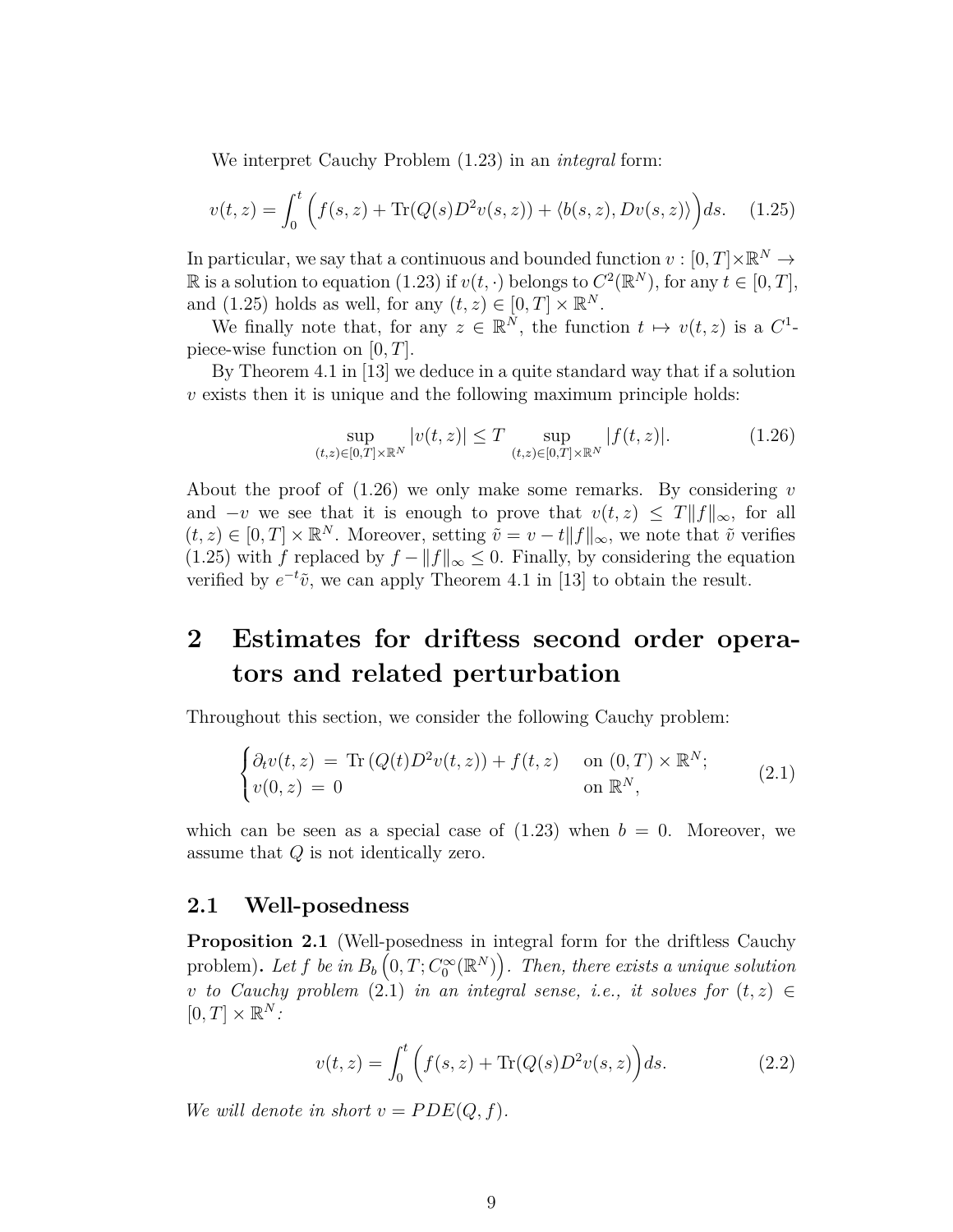We interpret Cauchy Problem (1.23) in an *integral* form:

$$v(t,z) = \int_0^t \Big( f(s,z) + \mathrm{Tr}(Q(s)D^2 v(s,z)) + \langle b(s,z), Dv(s,z)\rangle \Big) ds. \quad (1.25)$$

In particular, we say that a continuous and bounded function $v : [0,T]\times\mathbb{R}^N \to \mathbb{R}$ is a solution to equation (1.23) if $v(t,\cdot)$ belongs to $C^2(\mathbb{R}^N)$, for any $t \in [0,T]$, and (1.25) holds as well, for any $(t,z) \in [0,T]\times\mathbb{R}^N$.

We finally note that, for any $z \in \mathbb{R}^N$, the function $t \mapsto v(t,z)$ is a $C^1$-piece-wise function on $[0,T]$.

By Theorem 4.1 in [13] we deduce in a quite standard way that if a solution $v$ exists then it is unique and the following maximum principle holds:

$$\sup_{(t,z)\in[0,T]\times\mathbb{R}^N} |v(t,z)| \le T \sup_{(t,z)\in[0,T]\times\mathbb{R}^N} |f(t,z)|. \quad (1.26)$$

About the proof of (1.26) we only make some remarks. By considering $v$ and $-v$ we see that it is enough to prove that $v(t,z) \le T\|f\|_\infty$, for all $(t,z) \in [0,T]\times\mathbb{R}^N$. Moreover, setting $\tilde{v} = v - t\|f\|_\infty$, we note that $\tilde{v}$ verifies (1.25) with $f$ replaced by $f - \|f\|_\infty \le 0$. Finally, by considering the equation verified by $e^{-t}\tilde{v}$, we can apply Theorem 4.1 in [13] to obtain the result.

# 2 Estimates for driftess second order operators and related perturbation

Throughout this section, we consider the following Cauchy problem:

$$\begin{cases} \partial_t v(t,z) \,=\, \mathrm{Tr}\left(Q(t)D^2 v(t,z)\right) + f(t,z) & \text{on } (0,T)\times\mathbb{R}^N; \\ v(0,z) \,=\, 0 & \text{on } \mathbb{R}^N, \end{cases} \quad (2.1)$$

which can be seen as a special case of (1.23) when $b = 0$. Moreover, we assume that $Q$ is not identically zero.

## 2.1 Well-posedness

**Proposition 2.1** (Well-posedness in integral form for the driftless Cauchy problem)**.** *Let $f$ be in $B_b\left(0,T; C_0^\infty(\mathbb{R}^N)\right)$. Then, there exists a unique solution $v$ to Cauchy problem (2.1) in an integral sense, i.e., it solves for $(t,z) \in [0,T]\times\mathbb{R}^N$:*

$$v(t,z) = \int_0^t \Big( f(s,z) + \mathrm{Tr}(Q(s)D^2 v(s,z)) \Big) ds. \quad (2.2)$$

*We will denote in short $v = PDE(Q,f)$.*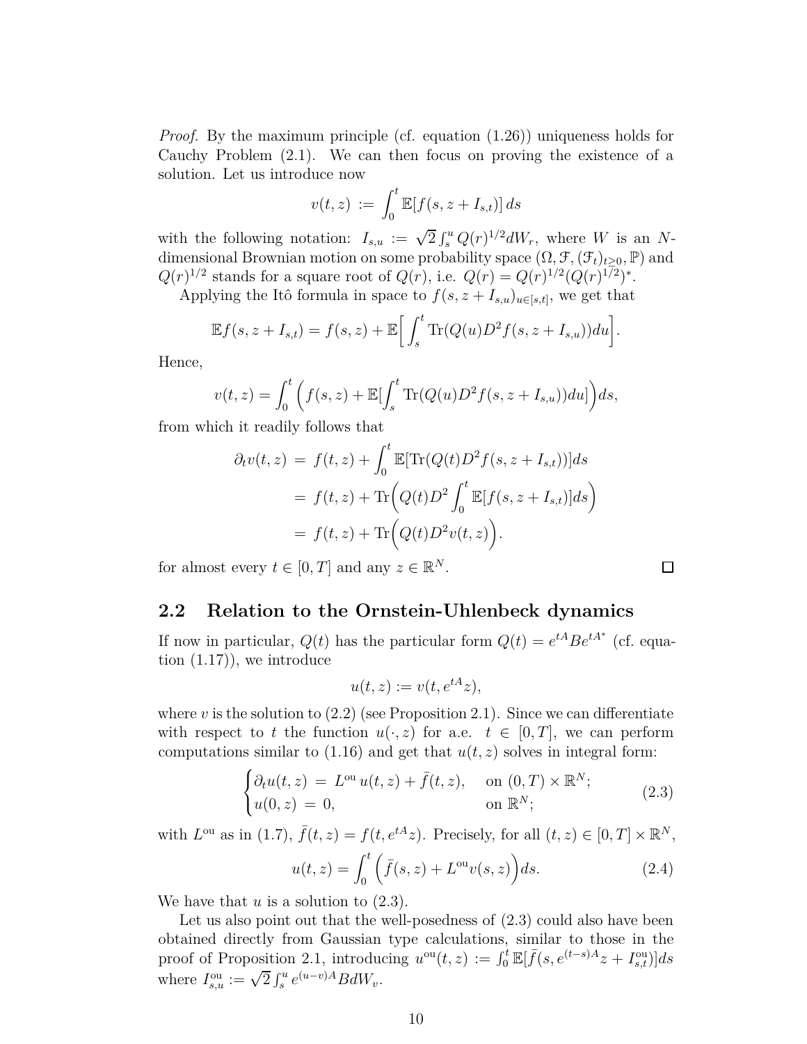*Proof.* By the maximum principle (cf. equation (1.26)) uniqueness holds for Cauchy Problem (2.1). We can then focus on proving the existence of a solution. Let us introduce now

$$v(t,z) := \int_0^t \mathbb{E}[f(s, z + I_{s,t})]\, ds$$

with the following notation: $I_{s,u} := \sqrt{2}\int_s^u Q(r)^{1/2} dW_r$, where $W$ is an $N$-dimensional Brownian motion on some probability space $(\Omega, \mathcal{F}, (\mathcal{F}_t)_{t\geq 0}, \mathbb{P})$ and $Q(r)^{1/2}$ stands for a square root of $Q(r)$, i.e. $Q(r) = Q(r)^{1/2}(Q(r)^{1/2})^*$.

Applying the Itô formula in space to $f(s, z + I_{s,u})_{u\in[s,t]}$, we get that

$$\mathbb{E} f(s, z + I_{s,t}) = f(s,z) + \mathbb{E}\Big[\int_s^t \mathrm{Tr}(Q(u) D^2 f(s, z + I_{s,u}))du\Big].$$

Hence,

$$v(t,z) = \int_0^t \Big( f(s,z) + \mathbb{E}[\int_s^t \mathrm{Tr}(Q(u) D^2 f(s, z + I_{s,u}))du]\Big) ds,$$

from which it readily follows that

$$\begin{aligned}
\partial_t v(t,z) &= f(t,z) + \int_0^t \mathbb{E}[\mathrm{Tr}(Q(t) D^2 f(s, z + I_{s,t}))]ds \\
&= f(t,z) + \mathrm{Tr}\Big(Q(t) D^2 \int_0^t \mathbb{E}[f(s, z + I_{s,t})]ds\Big) \\
&= f(t,z) + \mathrm{Tr}\Big(Q(t) D^2 v(t,z)\Big).
\end{aligned}$$

for almost every $t \in [0,T]$ and any $z \in \mathbb{R}^N$. $\square$

## 2.2 Relation to the Ornstein-Uhlenbeck dynamics

If now in particular, $Q(t)$ has the particular form $Q(t) = e^{tA} B e^{tA^*}$ (cf. equation (1.17)), we introduce

$$u(t,z) := v(t, e^{tA} z),$$

where $v$ is the solution to (2.2) (see Proposition 2.1). Since we can differentiate with respect to $t$ the function $u(\cdot, z)$ for a.e. $t \in [0,T]$, we can perform computations similar to (1.16) and get that $u(t,z)$ solves in integral form:

$$\begin{cases} \partial_t u(t,z) = L^{\mathrm{ou}}\, u(t,z) + \bar{f}(t,z), & \text{on } (0,T)\times\mathbb{R}^N; \\ u(0,z) = 0, & \text{on } \mathbb{R}^N; \end{cases} \tag{2.3}$$

with $L^{\mathrm{ou}}$ as in (1.7), $\bar{f}(t,z) = f(t, e^{tA} z)$. Precisely, for all $(t,z) \in [0,T]\times\mathbb{R}^N$,

$$u(t,z) = \int_0^t \Big( \bar{f}(s,z) + L^{\mathrm{ou}} v(s,z)\Big) ds. \tag{2.4}$$

We have that $u$ is a solution to (2.3).

Let us also point out that the well-posedness of (2.3) could also have been obtained directly from Gaussian type calculations, similar to those in the proof of Proposition 2.1, introducing $u^{\mathrm{ou}}(t,z) := \int_0^t \mathbb{E}[\bar{f}(s, e^{(t-s)A} z + I^{\mathrm{ou}}_{s,t})]ds$ where $I^{\mathrm{ou}}_{s,u} := \sqrt{2}\int_s^u e^{(u-v)A} B dW_v$.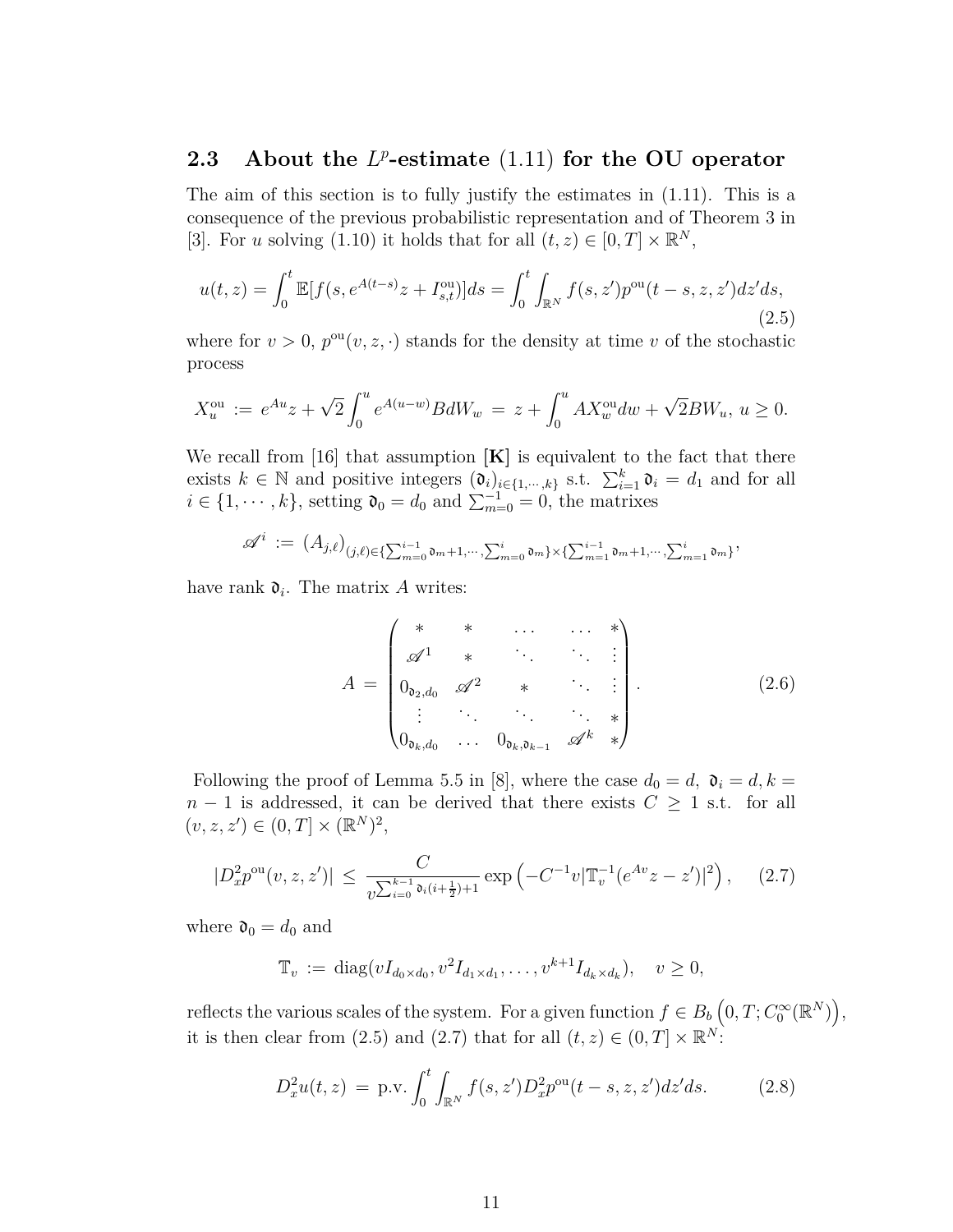### 2.3 About the $L^p$-estimate (1.11) for the OU operator

The aim of this section is to fully justify the estimates in (1.11). This is a consequence of the previous probabilistic representation and of Theorem 3 in [3]. For $u$ solving (1.10) it holds that for all $(t,z) \in [0,T] \times \mathbb{R}^N$,

$$u(t,z) = \int_0^t \mathbb{E}[f(s, e^{A(t-s)}z + I_{s,t}^{\rm ou})]ds = \int_0^t \int_{\mathbb{R}^N} f(s,z') p^{\rm ou}(t-s,z,z')dz'ds, \tag{2.5}$$

where for $v>0$, $p^{\rm ou}(v,z,\cdot)$ stands for the density at time $v$ of the stochastic process

$$X_u^{\rm ou} := e^{Au}z + \sqrt{2}\int_0^u e^{A(u-w)}BdW_w = z + \int_0^u AX_w^{\rm ou}dw + \sqrt{2}BW_u, \ u \ge 0.$$

We recall from [16] that assumption **[K]** is equivalent to the fact that there exists $k \in \mathbb{N}$ and positive integers $(\mathfrak{d}_i)_{i\in\{1,\cdots,k\}}$ s.t. $\sum_{i=1}^k \mathfrak{d}_i = d_1$ and for all $i \in \{1,\cdots,k\}$, setting $\mathfrak{d}_0 = d_0$ and $\sum_{m=0}^{-1} = 0$, the matrixes

$$\mathscr{A}^i := (A_{j,\ell})_{(j,\ell)\in\{\sum_{m=0}^{i-1}\mathfrak{d}_m+1,\cdots,\sum_{m=0}^{i}\mathfrak{d}_m\}\times\{\sum_{m=1}^{i-1}\mathfrak{d}_m+1,\cdots,\sum_{m=1}^{i}\mathfrak{d}_m\}},$$

have rank $\mathfrak{d}_i$. The matrix $A$ writes:

$$A = \begin{pmatrix} * & * & \dots & \dots & * \\ \mathscr{A}^1 & * & \ddots & \ddots & \vdots \\ 0_{\mathfrak{d}_2,d_0} & \mathscr{A}^2 & * & \ddots & \vdots \\ \vdots & \ddots & \ddots & \ddots & * \\ 0_{\mathfrak{d}_k,d_0} & \dots & 0_{\mathfrak{d}_k,\mathfrak{d}_{k-1}} & \mathscr{A}^k & * \end{pmatrix}. \tag{2.6}$$

Following the proof of Lemma 5.5 in [8], where the case $d_0 = d, \ \mathfrak{d}_i = d, k = n-1$ is addressed, it can be derived that there exists $C \ge 1$ s.t. for all $(v,z,z') \in (0,T] \times (\mathbb{R}^N)^2$,

$$|D_x^2 p^{\rm ou}(v,z,z')| \le \frac{C}{v^{\sum_{i=0}^{k-1}\mathfrak{d}_i(i+\frac12)+1}} \exp\left(-C^{-1}v|\mathbb{T}_v^{-1}(e^{Av}z - z')|^2\right), \tag{2.7}$$

where $\mathfrak{d}_0 = d_0$ and

$$\mathbb{T}_v := \operatorname{diag}(vI_{d_0\times d_0}, v^2 I_{d_1\times d_1}, \dots, v^{k+1}I_{d_k\times d_k}), \quad v \ge 0,$$

reflects the various scales of the system. For a given function $f \in B_b\left(0,T; C_0^\infty(\mathbb{R}^N)\right)$, it is then clear from (2.5) and (2.7) that for all $(t,z) \in (0,T] \times \mathbb{R}^N$:

$$D_x^2 u(t,z) = \text{p.v.} \int_0^t \int_{\mathbb{R}^N} f(s,z') D_x^2 p^{\rm ou}(t-s,z,z')dz'ds. \tag{2.8}$$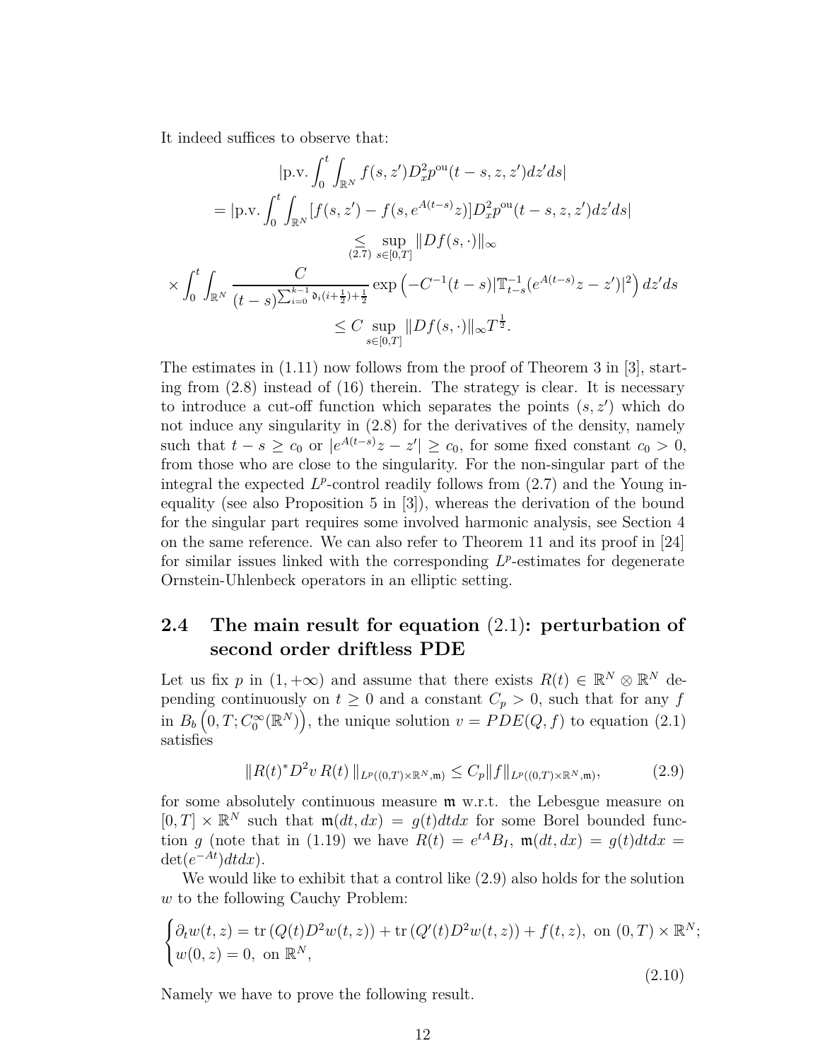It indeed suffices to observe that:

$$
\begin{aligned}
&|\text{p.v.} \int_0^t \int_{\mathbb{R}^N} f(s,z') D_x^2 p^{\text{ou}}(t-s,z,z') dz' ds| \\
&= |\text{p.v.} \int_0^t \int_{\mathbb{R}^N} [f(s,z') - f(s, e^{A(t-s)}z)] D_x^2 p^{\text{ou}}(t-s,z,z') dz' ds| \\
&\underset{(2.7)}{\leq} \sup_{s \in [0,T]} \|Df(s,\cdot)\|_\infty \\
&\times \int_0^t \int_{\mathbb{R}^N} \frac{C}{(t-s)^{\sum_{i=0}^{k-1} \mathfrak{d}_i (i+\frac{1}{2}) + \frac{1}{2}}} \exp\left(-C^{-1}(t-s)|\mathbb{T}_{t-s}^{-1}(e^{A(t-s)}z - z')|^2\right) dz' ds \\
&\leq C \sup_{s \in [0,T]} \|Df(s,\cdot)\|_\infty T^{\frac{1}{2}}.
\end{aligned}
$$

The estimates in (1.11) now follows from the proof of Theorem 3 in [3], starting from (2.8) instead of (16) therein. The strategy is clear. It is necessary to introduce a cut-off function which separates the points $(s, z')$ which do not induce any singularity in (2.8) for the derivatives of the density, namely such that $t - s \geq c_0$ or $|e^{A(t-s)}z - z'| \geq c_0$, for some fixed constant $c_0 > 0$, from those who are close to the singularity. For the non-singular part of the integral the expected $L^p$-control readily follows from (2.7) and the Young inequality (see also Proposition 5 in [3]), whereas the derivation of the bound for the singular part requires some involved harmonic analysis, see Section 4 on the same reference. We can also refer to Theorem 11 and its proof in [24] for similar issues linked with the corresponding $L^p$-estimates for degenerate Ornstein-Uhlenbeck operators in an elliptic setting.

## 2.4 The main result for equation (2.1): perturbation of second order driftless PDE

Let us fix $p$ in $(1, +\infty)$ and assume that there exists $R(t) \in \mathbb{R}^N \otimes \mathbb{R}^N$ depending continuously on $t \geq 0$ and a constant $C_p > 0$, such that for any $f$ in $B_b\left(0, T; C_0^\infty(\mathbb{R}^N)\right)$, the unique solution $v = PDE(Q, f)$ to equation (2.1) satisfies

$$
\|R(t)^* D^2 v \, R(t)\|_{L^p((0,T)\times\mathbb{R}^N, \mathfrak{m})} \leq C_p \|f\|_{L^p((0,T)\times\mathbb{R}^N, \mathfrak{m})}, \tag{2.9}
$$

for some absolutely continuous measure $\mathfrak{m}$ w.r.t. the Lebesgue measure on $[0, T] \times \mathbb{R}^N$ such that $\mathfrak{m}(dt, dx) = g(t) dt dx$ for some Borel bounded function $g$ (note that in (1.19) we have $R(t) = e^{tA} B_I$, $\mathfrak{m}(dt, dx) = g(t) dt dx = \det(e^{-At}) dt dx$).

We would like to exhibit that a control like (2.9) also holds for the solution $w$ to the following Cauchy Problem:

$$
\begin{cases}
\partial_t w(t,z) = \text{tr}\left(Q(t) D^2 w(t,z)\right) + \text{tr}\left(Q'(t) D^2 w(t,z)\right) + f(t,z), \text{ on } (0,T) \times \mathbb{R}^N; \\
w(0,z) = 0, \text{ on } \mathbb{R}^N,
\end{cases} \tag{2.10}
$$

Namely we have to prove the following result.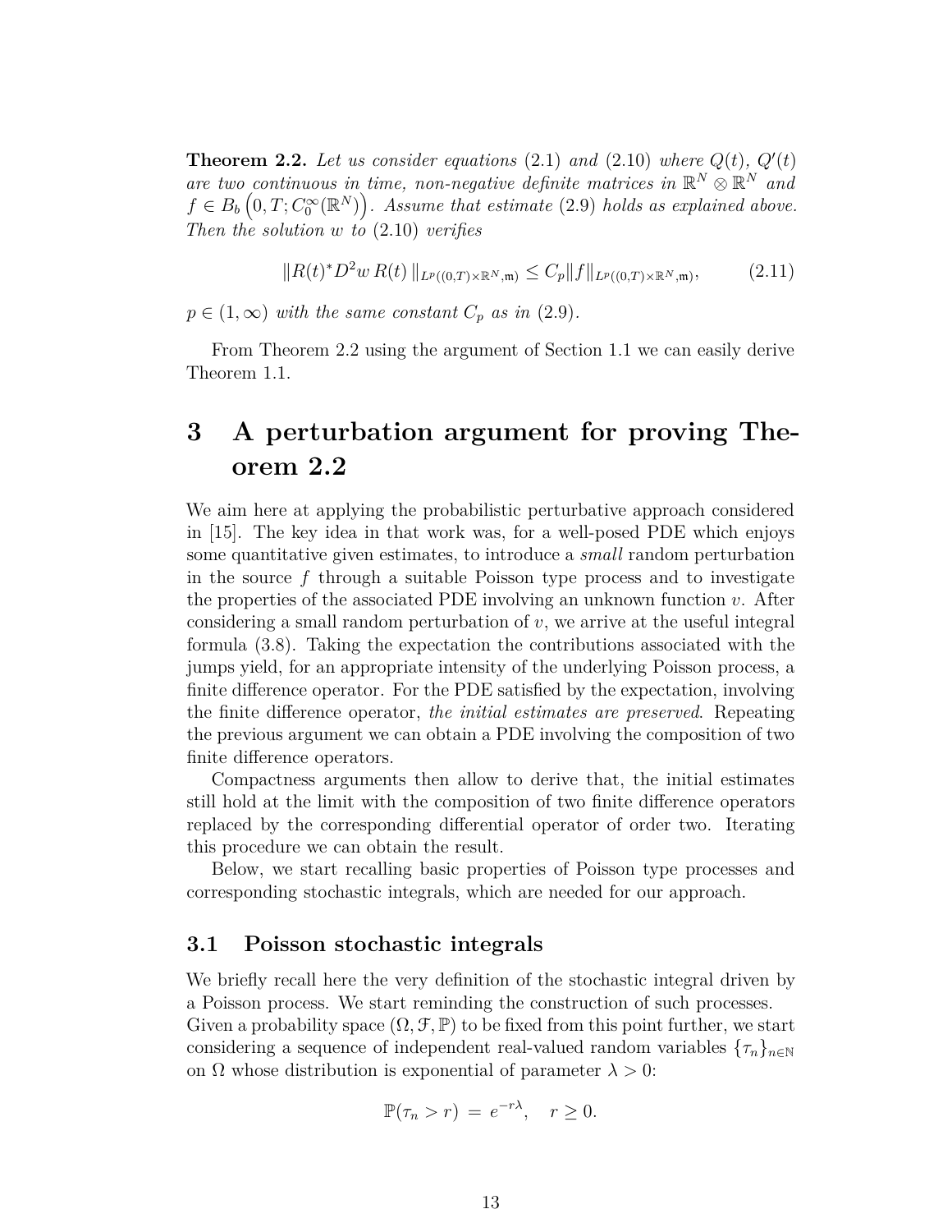**Theorem 2.2.** *Let us consider equations* (2.1) *and* (2.10) *where* $Q(t)$*,* $Q'(t)$ *are two continuous in time, non-negative definite matrices in* $\mathbb{R}^N \otimes \mathbb{R}^N$ *and* $f \in B_b\Big(0,T; C_0^\infty(\mathbb{R}^N)\Big)$*. Assume that estimate* (2.9) *holds as explained above. Then the solution* $w$ *to* (2.10) *verifies*

$$\| R(t)^* D^2 w \, R(t) \|_{L^p((0,T)\times\mathbb{R}^N,\mathfrak{m})} \le C_p \|f\|_{L^p((0,T)\times\mathbb{R}^N,\mathfrak{m})}, \tag{2.11}$$

$p \in (1,\infty)$ *with the same constant* $C_p$ *as in* (2.9).

From Theorem 2.2 using the argument of Section 1.1 we can easily derive Theorem 1.1.

# 3 A perturbation argument for proving Theorem 2.2

We aim here at applying the probabilistic perturbative approach considered in [15]. The key idea in that work was, for a well-posed PDE which enjoys some quantitative given estimates, to introduce a *small* random perturbation in the source $f$ through a suitable Poisson type process and to investigate the properties of the associated PDE involving an unknown function $v$. After considering a small random perturbation of $v$, we arrive at the useful integral formula (3.8). Taking the expectation the contributions associated with the jumps yield, for an appropriate intensity of the underlying Poisson process, a finite difference operator. For the PDE satisfied by the expectation, involving the finite difference operator, *the initial estimates are preserved*. Repeating the previous argument we can obtain a PDE involving the composition of two finite difference operators.

Compactness arguments then allow to derive that, the initial estimates still hold at the limit with the composition of two finite difference operators replaced by the corresponding differential operator of order two. Iterating this procedure we can obtain the result.

Below, we start recalling basic properties of Poisson type processes and corresponding stochastic integrals, which are needed for our approach.

## 3.1 Poisson stochastic integrals

We briefly recall here the very definition of the stochastic integral driven by a Poisson process. We start reminding the construction of such processes. Given a probability space $(\Omega, \mathcal{F}, \mathbb{P})$ to be fixed from this point further, we start considering a sequence of independent real-valued random variables $\{\tau_n\}_{n\in\mathbb{N}}$ on $\Omega$ whose distribution is exponential of parameter $\lambda > 0$:

$$\mathbb{P}(\tau_n > r) = e^{-r\lambda}, \quad r \ge 0.$$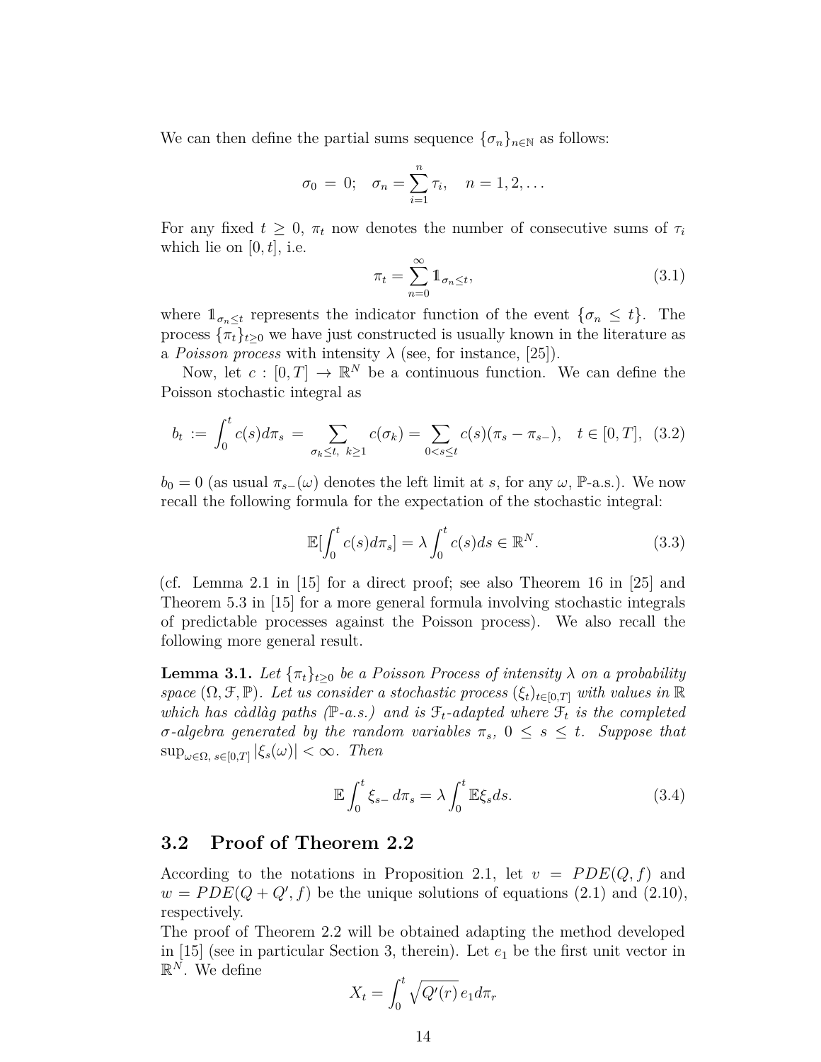We can then define the partial sums sequence $\{\sigma_n\}_{n\in\mathbb{N}}$ as follows:

$$\sigma_0 \;=\; 0; \quad \sigma_n = \sum_{i=1}^{n} \tau_i, \quad n = 1, 2, \ldots$$

For any fixed $t \geq 0$, $\pi_t$ now denotes the number of consecutive sums of $\tau_i$ which lie on $[0, t]$, i.e.

$$\pi_t = \sum_{n=0}^{\infty} \mathbb{1}_{\sigma_n \leq t}, \tag{3.1}$$

where $\mathbb{1}_{\sigma_n \leq t}$ represents the indicator function of the event $\{\sigma_n \leq t\}$. The process $\{\pi_t\}_{t\geq 0}$ we have just constructed is usually known in the literature as a *Poisson process* with intensity $\lambda$ (see, for instance, [25]).

Now, let $c : [0, T] \to \mathbb{R}^N$ be a continuous function. We can define the Poisson stochastic integral as

$$b_t \;:=\; \int_0^t c(s) d\pi_s \;=\; \sum_{\sigma_k \leq t,\; k\geq 1} c(\sigma_k) = \sum_{0<s\leq t} c(s)(\pi_s - \pi_{s-}), \quad t \in [0, T], \tag{3.2}$$

$b_0 = 0$ (as usual $\pi_{s-}(\omega)$ denotes the left limit at $s$, for any $\omega$, $\mathbb{P}$-a.s.). We now recall the following formula for the expectation of the stochastic integral:

$$\mathbb{E}[\int_0^t c(s) d\pi_s] = \lambda \int_0^t c(s) ds \in \mathbb{R}^N. \tag{3.3}$$

(cf. Lemma 2.1 in [15] for a direct proof; see also Theorem 16 in [25] and Theorem 5.3 in [15] for a more general formula involving stochastic integrals of predictable processes against the Poisson process). We also recall the following more general result.

**Lemma 3.1.** *Let $\{\pi_t\}_{t\geq 0}$ be a Poisson Process of intensity $\lambda$ on a probability space $(\Omega, \mathcal{F}, \mathbb{P})$. Let us consider a stochastic process $(\xi_t)_{t\in[0,T]}$ with values in $\mathbb{R}$ which has càdlàg paths ($\mathbb{P}$-a.s.) and is $\mathcal{F}_t$-adapted where $\mathcal{F}_t$ is the completed $\sigma$-algebra generated by the random variables $\pi_s$, $0 \leq s \leq t$. Suppose that $\sup_{\omega\in\Omega,\; s\in[0,T]} |\xi_s(\omega)| < \infty$. Then*

$$\mathbb{E} \int_0^t \xi_{s-} \, d\pi_s = \lambda \int_0^t \mathbb{E}\xi_s ds. \tag{3.4}$$

## 3.2 Proof of Theorem 2.2

According to the notations in Proposition 2.1, let $v = PDE(Q, f)$ and $w = PDE(Q + Q', f)$ be the unique solutions of equations (2.1) and (2.10), respectively.

The proof of Theorem 2.2 will be obtained adapting the method developed in [15] (see in particular Section 3, therein). Let $e_1$ be the first unit vector in $\mathbb{R}^N$. We define

$$X_t = \int_0^t \sqrt{Q'(r)}\, e_1 d\pi_r$$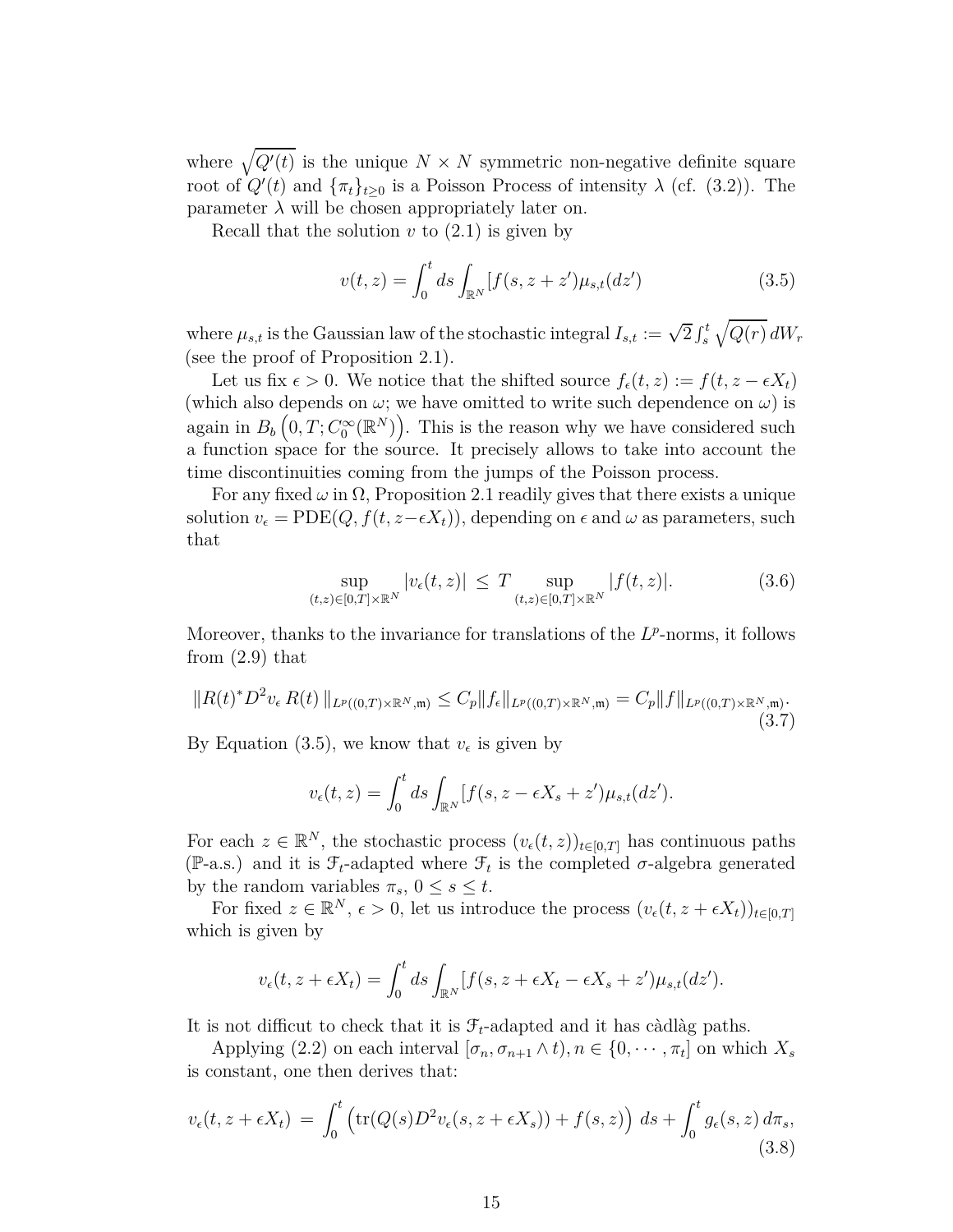where $\sqrt{Q'(t)}$ is the unique $N \times N$ symmetric non-negative definite square root of $Q'(t)$ and $\{\pi_t\}_{t\geq 0}$ is a Poisson Process of intensity $\lambda$ (cf. (3.2)). The parameter $\lambda$ will be chosen appropriately later on.

Recall that the solution $v$ to (2.1) is given by

$$v(t,z) = \int_0^t ds \int_{\mathbb{R}^N} [f(s, z+z')\mu_{s,t}(dz') \tag{3.5}$$

where $\mu_{s,t}$ is the Gaussian law of the stochastic integral $I_{s,t} := \sqrt{2}\int_s^t \sqrt{Q(r)}\, dW_r$ (see the proof of Proposition 2.1).

Let us fix $\epsilon > 0$. We notice that the shifted source $f_\epsilon(t,z) := f(t, z - \epsilon X_t)$ (which also depends on $\omega$; we have omitted to write such dependence on $\omega$) is again in $B_b\left(0,T; C_0^\infty(\mathbb{R}^N)\right)$. This is the reason why we have considered such a function space for the source. It precisely allows to take into account the time discontinuities coming from the jumps of the Poisson process.

For any fixed $\omega$ in $\Omega$, Proposition 2.1 readily gives that there exists a unique solution $v_\epsilon = \mathrm{PDE}(Q, f(t, z - \epsilon X_t))$, depending on $\epsilon$ and $\omega$ as parameters, such that

$$\sup_{(t,z)\in[0,T]\times\mathbb{R}^N} |v_\epsilon(t,z)| \,\leq\, T \sup_{(t,z)\in[0,T]\times\mathbb{R}^N} |f(t,z)|. \tag{3.6}$$

Moreover, thanks to the invariance for translations of the $L^p$-norms, it follows from (2.9) that

$$\|R(t)^* D^2 v_\epsilon\, R(t)\,\|_{L^p((0,T)\times\mathbb{R}^N,\mathfrak{m})} \leq C_p \|f_\epsilon\|_{L^p((0,T)\times\mathbb{R}^N,\mathfrak{m})} = C_p\|f\|_{L^p((0,T)\times\mathbb{R}^N,\mathfrak{m})}. \tag{3.7}$$

By Equation (3.5), we know that $v_\epsilon$ is given by

$$v_\epsilon(t,z) = \int_0^t ds \int_{\mathbb{R}^N} [f(s, z - \epsilon X_s + z')\mu_{s,t}(dz').$$

For each $z \in \mathbb{R}^N$, the stochastic process $(v_\epsilon(t,z))_{t\in[0,T]}$ has continuous paths ($\mathbb{P}$-a.s.) and it is $\mathcal{F}_t$-adapted where $\mathcal{F}_t$ is the completed $\sigma$-algebra generated by the random variables $\pi_s$, $0 \leq s \leq t$.

For fixed $z \in \mathbb{R}^N$, $\epsilon > 0$, let us introduce the process $(v_\epsilon(t, z+\epsilon X_t))_{t\in[0,T]}$ which is given by

$$v_\epsilon(t, z+\epsilon X_t) = \int_0^t ds \int_{\mathbb{R}^N} [f(s, z + \epsilon X_t - \epsilon X_s + z')\mu_{s,t}(dz').$$

It is not difficut to check that it is $\mathcal{F}_t$-adapted and it has càdlàg paths.

Applying (2.2) on each interval $[\sigma_n, \sigma_{n+1} \wedge t)$, $n \in \{0, \cdots, \pi_t\}$ on which $X_s$ is constant, one then derives that:

$$v_\epsilon(t, z+\epsilon X_t) \,=\, \int_0^t \Big(\mathrm{tr}(Q(s) D^2 v_\epsilon(s, z+\epsilon X_s)) + f(s,z)\Big)\, ds + \int_0^t g_\epsilon(s,z)\, d\pi_s, \tag{3.8}$$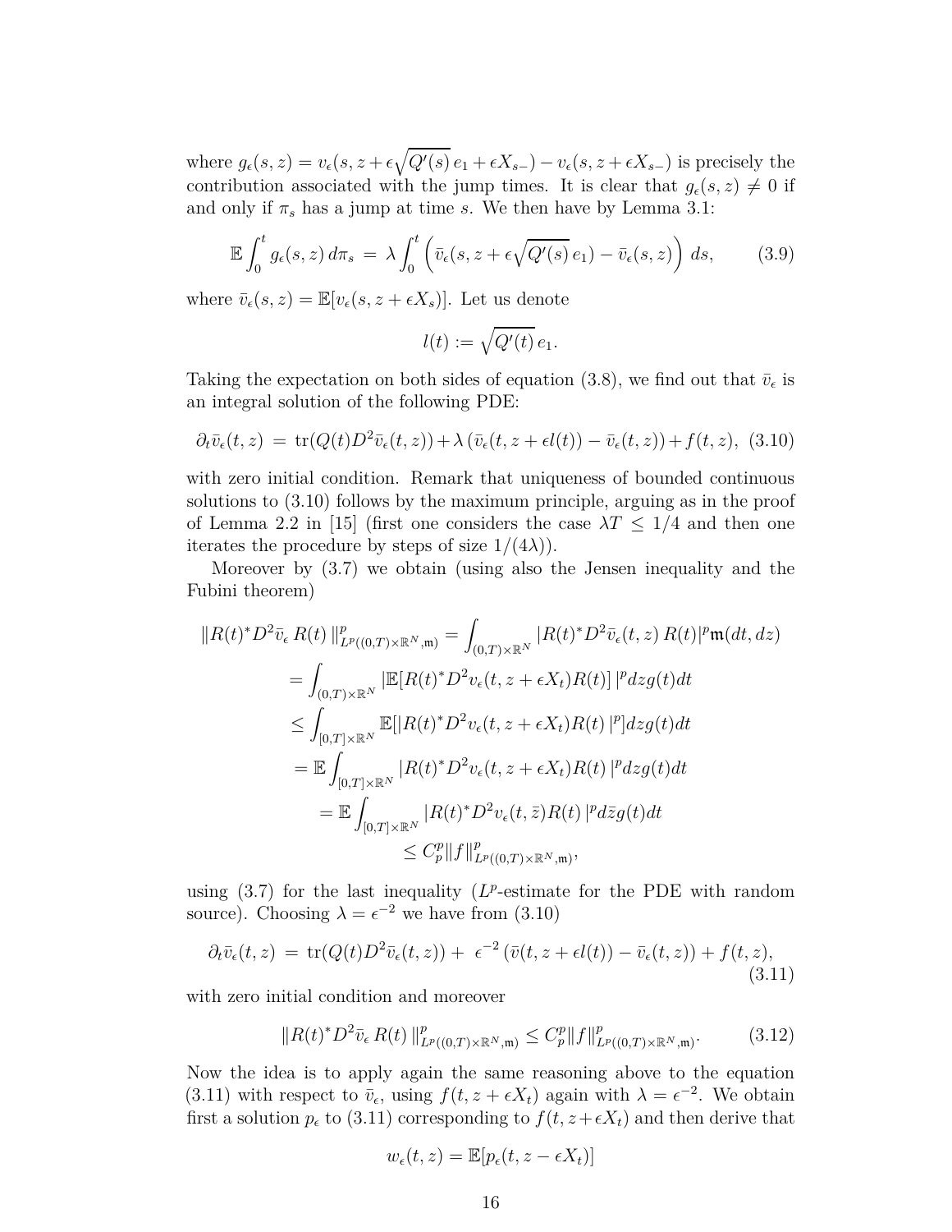where $g_\epsilon(s,z) = v_\epsilon(s, z + \epsilon\sqrt{Q'(s)}\, e_1 + \epsilon X_{s-}) - v_\epsilon(s, z + \epsilon X_{s-})$ is precisely the contribution associated with the jump times. It is clear that $g_\epsilon(s,z) \neq 0$ if and only if $\pi_s$ has a jump at time $s$. We then have by Lemma 3.1:

$$\mathbb{E}\int_0^t g_\epsilon(s,z)\, d\pi_s \;=\; \lambda \int_0^t \left( \bar{v}_\epsilon(s, z + \epsilon\sqrt{Q'(s)}\, e_1) - \bar{v}_\epsilon(s,z) \right) ds, \tag{3.9}$$

where $\bar{v}_\epsilon(s,z) = \mathbb{E}[v_\epsilon(s, z + \epsilon X_s)]$. Let us denote

$$l(t) := \sqrt{Q'(t)}\, e_1.$$

Taking the expectation on both sides of equation (3.8), we find out that $\bar{v}_\epsilon$ is an integral solution of the following PDE:

$$\partial_t \bar{v}_\epsilon(t,z) \;=\; \mathrm{tr}(Q(t) D^2 \bar{v}_\epsilon(t,z)) + \lambda\, (\bar{v}_\epsilon(t, z + \epsilon l(t)) - \bar{v}_\epsilon(t,z)) + f(t,z), \tag{3.10}$$

with zero initial condition. Remark that uniqueness of bounded continuous solutions to (3.10) follows by the maximum principle, arguing as in the proof of Lemma 2.2 in [15] (first one considers the case $\lambda T \leq 1/4$ and then one iterates the procedure by steps of size $1/(4\lambda)$).

Moreover by (3.7) we obtain (using also the Jensen inequality and the Fubini theorem)

$$\begin{aligned}
\| R(t)^* D^2 \bar{v}_\epsilon\, R(t) \|^p_{L^p((0,T)\times\mathbb{R}^N, \mathfrak{m})} &= \int_{(0,T)\times\mathbb{R}^N} |R(t)^* D^2 \bar{v}_\epsilon(t,z)\, R(t)|^p \mathfrak{m}(dt,dz) \\
&= \int_{(0,T)\times\mathbb{R}^N} |\mathbb{E}[R(t)^* D^2 v_\epsilon(t, z + \epsilon X_t) R(t)]\, |^p dz g(t) dt \\
&\leq \int_{[0,T]\times\mathbb{R}^N} \mathbb{E}[|R(t)^* D^2 v_\epsilon(t, z + \epsilon X_t) R(t)\, |^p] dz g(t) dt \\
&= \mathbb{E}\int_{[0,T]\times\mathbb{R}^N} |R(t)^* D^2 v_\epsilon(t, z + \epsilon X_t) R(t)\, |^p dz g(t) dt \\
&= \mathbb{E}\int_{[0,T]\times\mathbb{R}^N} |R(t)^* D^2 v_\epsilon(t, \bar{z}) R(t)\, |^p d\bar{z} g(t) dt \\
&\leq C_p^p \|f\|^p_{L^p((0,T)\times\mathbb{R}^N, \mathfrak{m})},
\end{aligned}$$

using (3.7) for the last inequality ($L^p$-estimate for the PDE with random source). Choosing $\lambda = \epsilon^{-2}$ we have from (3.10)

$$\partial_t \bar{v}_\epsilon(t,z) \;=\; \mathrm{tr}(Q(t) D^2 \bar{v}_\epsilon(t,z)) +\; \epsilon^{-2}\, (\bar{v}(t, z + \epsilon l(t)) - \bar{v}_\epsilon(t,z)) + f(t,z), \tag{3.11}$$

with zero initial condition and moreover

$$\| R(t)^* D^2 \bar{v}_\epsilon\, R(t) \|^p_{L^p((0,T)\times\mathbb{R}^N, \mathfrak{m})} \leq C_p^p \|f\|^p_{L^p((0,T)\times\mathbb{R}^N, \mathfrak{m})}. \tag{3.12}$$

Now the idea is to apply again the same reasoning above to the equation (3.11) with respect to $\bar{v}_\epsilon$, using $f(t, z + \epsilon X_t)$ again with $\lambda = \epsilon^{-2}$. We obtain first a solution $p_\epsilon$ to (3.11) corresponding to $f(t, z + \epsilon X_t)$ and then derive that

$$w_\epsilon(t,z) = \mathbb{E}[p_\epsilon(t, z - \epsilon X_t)]$$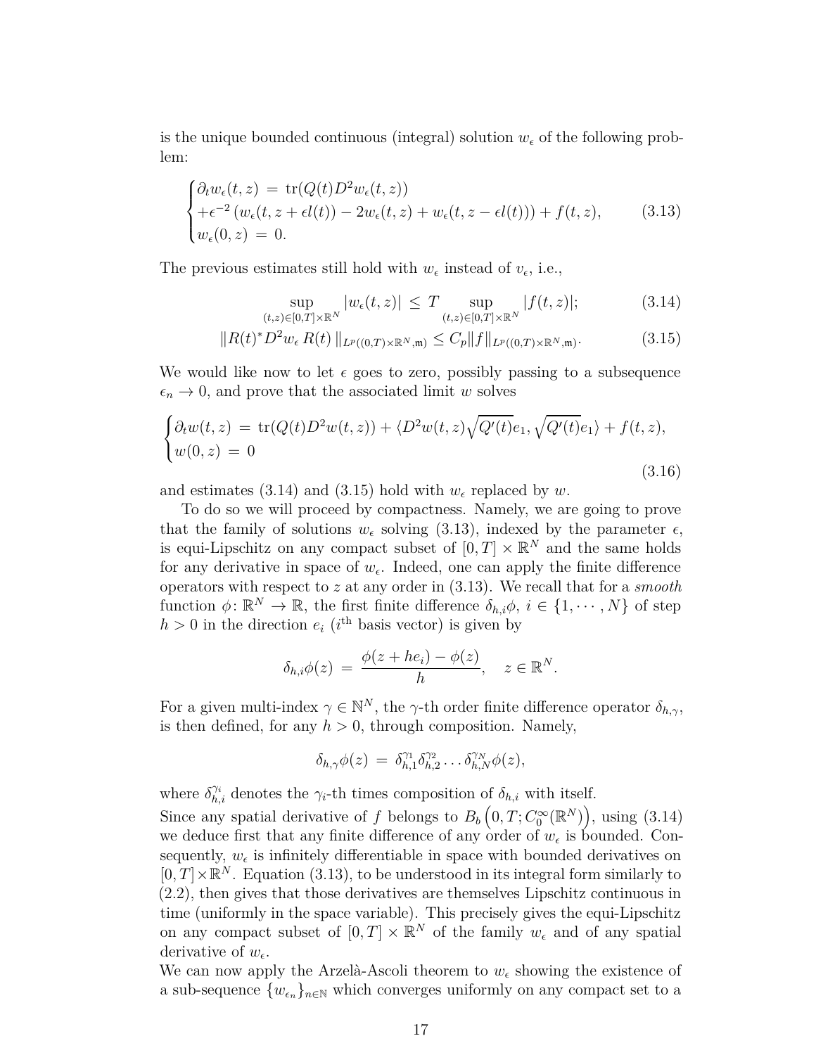is the unique bounded continuous (integral) solution $w_\epsilon$ of the following problem:

$$
\begin{cases}
\partial_t w_\epsilon(t,z) \,=\, \operatorname{tr}(Q(t)D^2 w_\epsilon(t,z)) \\
+\epsilon^{-2}\left(w_\epsilon(t,z+\epsilon l(t)) - 2w_\epsilon(t,z) + w_\epsilon(t,z-\epsilon l(t))\right) + f(t,z), \\
w_\epsilon(0,z) \,=\, 0.
\end{cases}
\tag{3.13}
$$

The previous estimates still hold with $w_\epsilon$ instead of $v_\epsilon$, i.e.,

$$
\sup_{(t,z)\in[0,T]\times\mathbb{R}^N} |w_\epsilon(t,z)| \,\leq\, T \sup_{(t,z)\in[0,T]\times\mathbb{R}^N} |f(t,z)|; \tag{3.14}
$$

$$
\|R(t)^* D^2 w_\epsilon \, R(t)\,\|_{L^p((0,T)\times\mathbb{R}^N,\mathfrak{m})} \leq C_p \|f\|_{L^p((0,T)\times\mathbb{R}^N,\mathfrak{m})}. \tag{3.15}
$$

We would like now to let $\epsilon$ goes to zero, possibly passing to a subsequence $\epsilon_n \to 0$, and prove that the associated limit $w$ solves

$$
\begin{cases}
\partial_t w(t,z) \,=\, \operatorname{tr}(Q(t)D^2 w(t,z)) + \langle D^2 w(t,z)\sqrt{Q'(t)}e_1, \sqrt{Q'(t)}e_1\rangle + f(t,z), \\
w(0,z) \,=\, 0
\end{cases}
\tag{3.16}
$$

and estimates (3.14) and (3.15) hold with $w_\epsilon$ replaced by $w$.

To do so we will proceed by compactness. Namely, we are going to prove that the family of solutions $w_\epsilon$ solving (3.13), indexed by the parameter $\epsilon$, is equi-Lipschitz on any compact subset of $[0,T]\times\mathbb{R}^N$ and the same holds for any derivative in space of $w_\epsilon$. Indeed, one can apply the finite difference operators with respect to $z$ at any order in (3.13). We recall that for a *smooth* function $\phi\colon \mathbb{R}^N \to \mathbb{R}$, the first finite difference $\delta_{h,i}\phi$, $i \in \{1,\cdots,N\}$ of step $h > 0$ in the direction $e_i$ ($i^{\text{th}}$ basis vector) is given by

$$
\delta_{h,i}\phi(z) \,=\, \frac{\phi(z+he_i) - \phi(z)}{h}, \quad z \in \mathbb{R}^N.
$$

For a given multi-index $\gamma \in \mathbb{N}^N$, the $\gamma$-th order finite difference operator $\delta_{h,\gamma}$, is then defined, for any $h > 0$, through composition. Namely,

$$
\delta_{h,\gamma}\phi(z) \,=\, \delta_{h,1}^{\gamma_1}\delta_{h,2}^{\gamma_2}\ldots\delta_{h,N}^{\gamma_N}\phi(z),
$$

where $\delta_{h,i}^{\gamma_i}$ denotes the $\gamma_i$-th times composition of $\delta_{h,i}$ with itself.

Since any spatial derivative of $f$ belongs to $B_b\left(0,T;C_0^\infty(\mathbb{R}^N)\right)$, using (3.14) we deduce first that any finite difference of any order of $w_\epsilon$ is bounded. Consequently, $w_\epsilon$ is infinitely differentiable in space with bounded derivatives on $[0,T]\times\mathbb{R}^N$. Equation (3.13), to be understood in its integral form similarly to (2.2), then gives that those derivatives are themselves Lipschitz continuous in time (uniformly in the space variable). This precisely gives the equi-Lipschitz on any compact subset of $[0,T]\times\mathbb{R}^N$ of the family $w_\epsilon$ and of any spatial derivative of $w_\epsilon$.

We can now apply the Arzelà-Ascoli theorem to $w_\epsilon$ showing the existence of a sub-sequence $\{w_{\epsilon_n}\}_{n\in\mathbb{N}}$ which converges uniformly on any compact set to a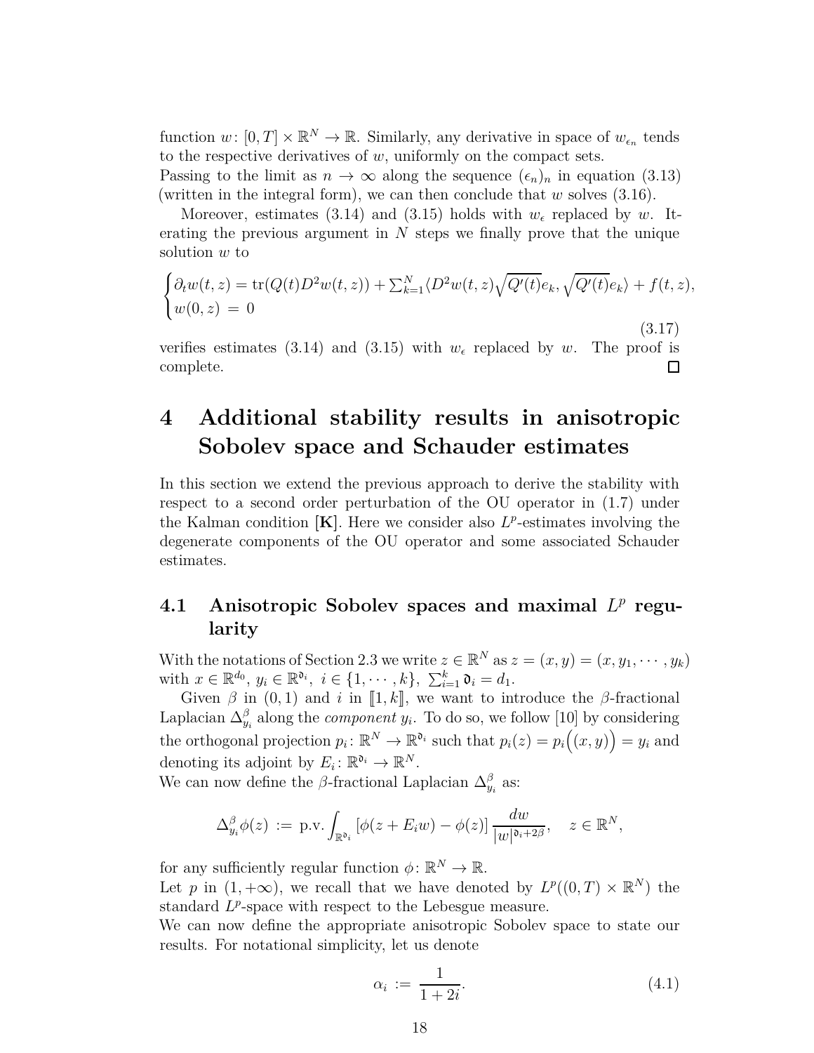function $w\colon [0,T]\times\mathbb{R}^N \to \mathbb{R}$. Similarly, any derivative in space of $w_{\epsilon_n}$ tends to the respective derivatives of $w$, uniformly on the compact sets.
Passing to the limit as $n\to\infty$ along the sequence $(\epsilon_n)_n$ in equation (3.13) (written in the integral form), we can then conclude that $w$ solves (3.16).

Moreover, estimates (3.14) and (3.15) holds with $w_\epsilon$ replaced by $w$. Iterating the previous argument in $N$ steps we finally prove that the unique solution $w$ to

$$
\begin{cases}
\partial_t w(t,z) = \operatorname{tr}(Q(t)D^2 w(t,z)) + \sum_{k=1}^N \langle D^2 w(t,z)\sqrt{Q'(t)}e_k, \sqrt{Q'(t)}e_k\rangle + f(t,z),\\
w(0,z) \,=\, 0
\end{cases}
\tag{3.17}
$$

verifies estimates (3.14) and (3.15) with $w_\epsilon$ replaced by $w$. The proof is complete. $\square$

# 4 Additional stability results in anisotropic Sobolev space and Schauder estimates

In this section we extend the previous approach to derive the stability with respect to a second order perturbation of the OU operator in (1.7) under the Kalman condition **[K]**. Here we consider also $L^p$-estimates involving the degenerate components of the OU operator and some associated Schauder estimates.

## 4.1 Anisotropic Sobolev spaces and maximal $L^p$ regularity

With the notations of Section 2.3 we write $z\in\mathbb{R}^N$ as $z=(x,y)=(x,y_1,\cdots,y_k)$ with $x\in\mathbb{R}^{d_0}$, $y_i\in\mathbb{R}^{\mathfrak{d}_i}$, $i\in\{1,\cdots,k\}$, $\sum_{i=1}^k \mathfrak{d}_i = d_1$.

Given $\beta$ in $(0,1)$ and $i$ in $[\![1,k]\!]$, we want to introduce the $\beta$-fractional Laplacian $\Delta^\beta_{y_i}$ along the *component* $y_i$. To do so, we follow [10] by considering the orthogonal projection $p_i\colon \mathbb{R}^N\to\mathbb{R}^{\mathfrak{d}_i}$ such that $p_i(z)=p_i\big((x,y)\big)=y_i$ and denoting its adjoint by $E_i\colon \mathbb{R}^{\mathfrak{d}_i}\to\mathbb{R}^N$.
We can now define the $\beta$-fractional Laplacian $\Delta^\beta_{y_i}$ as:

$$
\Delta^\beta_{y_i}\phi(z) \,:=\, \text{p.v.}\int_{\mathbb{R}^{\mathfrak{d}_i}} \left[\phi(z+E_i w)-\phi(z)\right]\frac{dw}{|w|^{\mathfrak{d}_i+2\beta}}, \quad z\in\mathbb{R}^N,
$$

for any sufficiently regular function $\phi\colon\mathbb{R}^N\to\mathbb{R}$.
Let $p$ in $(1,+\infty)$, we recall that we have denoted by $L^p((0,T)\times\mathbb{R}^N)$ the standard $L^p$-space with respect to the Lebesgue measure.
We can now define the appropriate anisotropic Sobolev space to state our results. For notational simplicity, let us denote

$$
\alpha_i \,:=\, \frac{1}{1+2i}. \tag{4.1}
$$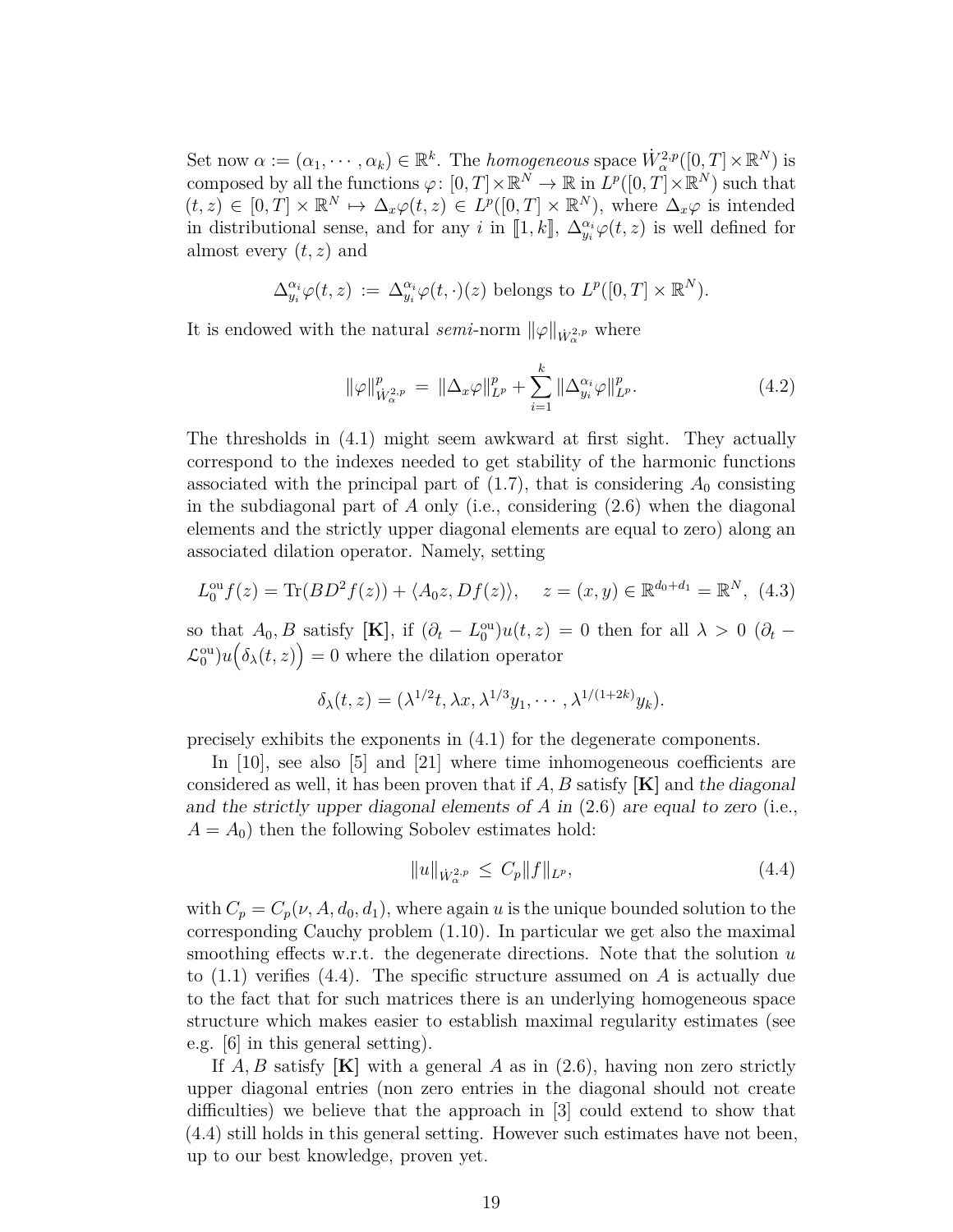Set now $\alpha := (\alpha_1, \cdots, \alpha_k) \in \mathbb{R}^k$. The *homogeneous* space $\dot{W}^{2,p}_{\alpha}([0,T]\times\mathbb{R}^N)$ is composed by all the functions $\varphi\colon [0,T]\times\mathbb{R}^N \to \mathbb{R}$ in $L^p([0,T]\times\mathbb{R}^N)$ such that $(t,z) \in [0,T]\times\mathbb{R}^N \mapsto \Delta_x\varphi(t,z) \in L^p([0,T]\times\mathbb{R}^N)$, where $\Delta_x\varphi$ is intended in distributional sense, and for any $i$ in $[\![1,k]\!]$, $\Delta^{\alpha_i}_{y_i}\varphi(t,z)$ is well defined for almost every $(t,z)$ and

$$\Delta^{\alpha_i}_{y_i}\varphi(t,z) := \Delta^{\alpha_i}_{y_i}\varphi(t,\cdot)(z) \text{ belongs to } L^p([0,T]\times\mathbb{R}^N).$$

It is endowed with the natural *semi*-norm $\|\varphi\|_{\dot{W}^{2,p}_{\alpha}}$ where

$$\|\varphi\|^p_{\dot{W}^{2,p}_{\alpha}} = \|\Delta_x\varphi\|^p_{L^p} + \sum_{i=1}^k \|\Delta^{\alpha_i}_{y_i}\varphi\|^p_{L^p}. \tag{4.2}$$

The thresholds in (4.1) might seem awkward at first sight. They actually correspond to the indexes needed to get stability of the harmonic functions associated with the principal part of (1.7), that is considering $A_0$ consisting in the subdiagonal part of $A$ only (i.e., considering (2.6) when the diagonal elements and the strictly upper diagonal elements are equal to zero) along an associated dilation operator. Namely, setting

$$L^{\mathrm{ou}}_0 f(z) = \mathrm{Tr}(BD^2 f(z)) + \langle A_0 z, Df(z)\rangle, \quad z = (x,y) \in \mathbb{R}^{d_0+d_1} = \mathbb{R}^N, \tag{4.3}$$

so that $A_0, B$ satisfy **[K]**, if $(\partial_t - L^{\mathrm{ou}}_0)u(t,z) = 0$ then for all $\lambda > 0$ $(\partial_t - \mathcal{L}^{\mathrm{ou}}_0)u\big(\delta_\lambda(t,z)\big) = 0$ where the dilation operator

$$\delta_\lambda(t,z) = (\lambda^{1/2}t, \lambda x, \lambda^{1/3}y_1, \cdots, \lambda^{1/(1+2k)}y_k).$$

precisely exhibits the exponents in (4.1) for the degenerate components.

In [10], see also [5] and [21] where time inhomogeneous coefficients are considered as well, it has been proven that if $A, B$ satisfy **[K]** and *the diagonal and the strictly upper diagonal elements of $A$ in* (2.6) *are equal to zero* (i.e., $A = A_0$) then the following Sobolev estimates hold:

$$\|u\|_{\dot{W}^{2,p}_{\alpha}} \le C_p\|f\|_{L^p}, \tag{4.4}$$

with $C_p = C_p(\nu, A, d_0, d_1)$, where again $u$ is the unique bounded solution to the corresponding Cauchy problem (1.10). In particular we get also the maximal smoothing effects w.r.t. the degenerate directions. Note that the solution $u$ to (1.1) verifies (4.4). The specific structure assumed on $A$ is actually due to the fact that for such matrices there is an underlying homogeneous space structure which makes easier to establish maximal regularity estimates (see e.g. [6] in this general setting).

If $A, B$ satisfy **[K]** with a general $A$ as in (2.6), having non zero strictly upper diagonal entries (non zero entries in the diagonal should not create difficulties) we believe that the approach in [3] could extend to show that (4.4) still holds in this general setting. However such estimates have not been, up to our best knowledge, proven yet.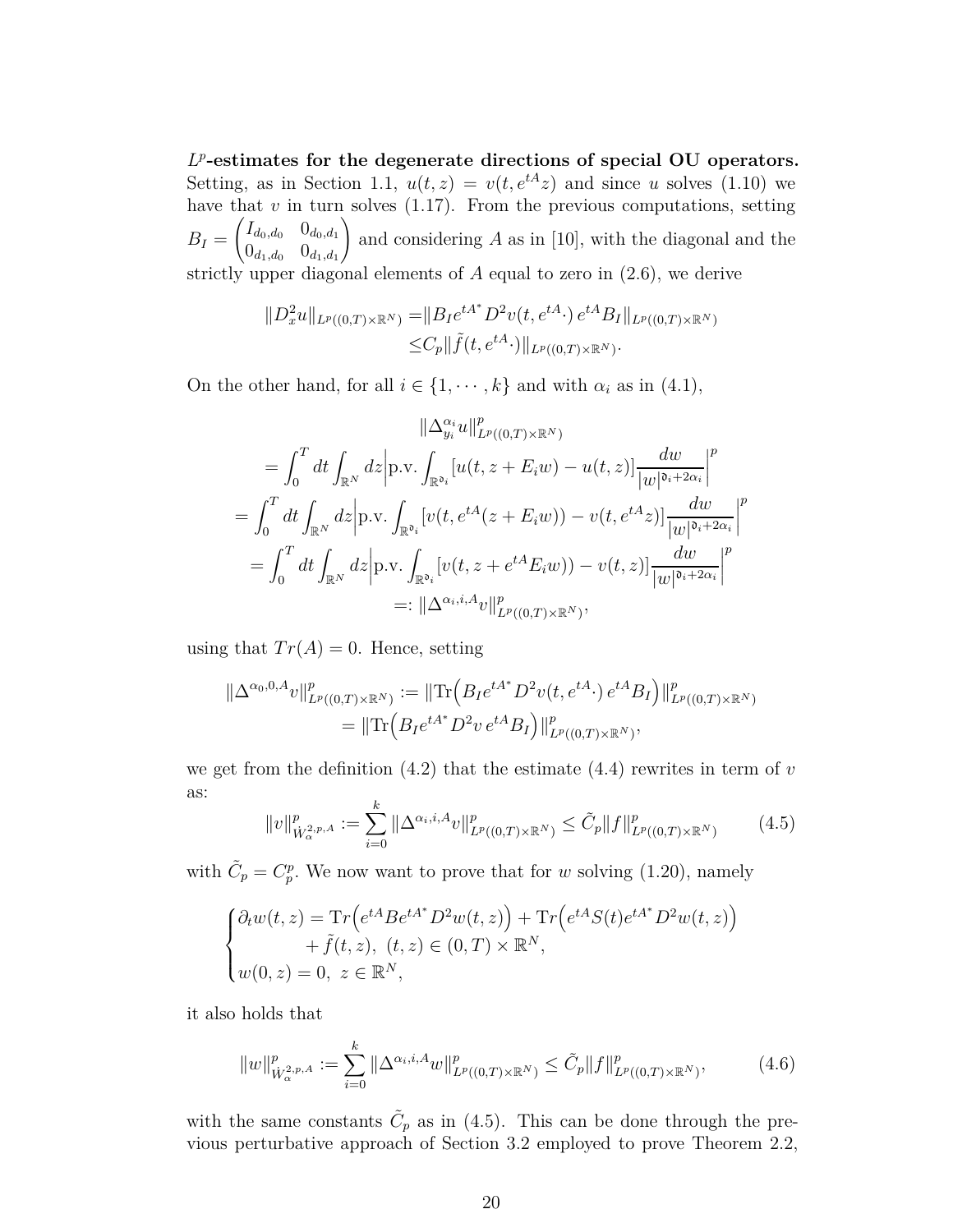**$L^p$-estimates for the degenerate directions of special OU operators.** Setting, as in Section 1.1, $u(t,z) = v(t, e^{tA}z)$ and since $u$ solves (1.10) we have that $v$ in turn solves (1.17). From the previous computations, setting $B_I = \begin{pmatrix} I_{d_0,d_0} & 0_{d_0,d_1} \\ 0_{d_1,d_0} & 0_{d_1,d_1} \end{pmatrix}$ and considering $A$ as in [10], with the diagonal and the strictly upper diagonal elements of $A$ equal to zero in (2.6), we derive

$$
\begin{aligned}
\|D_x^2 u\|_{L^p((0,T)\times\mathbb{R}^N)} =& \|B_I e^{tA^*} D^2 v(t, e^{tA}\cdot)\, e^{tA} B_I\|_{L^p((0,T)\times\mathbb{R}^N)} \\
\leq& C_p \|\tilde{f}(t, e^{tA}\cdot)\|_{L^p((0,T)\times\mathbb{R}^N)}.
\end{aligned}
$$

On the other hand, for all $i \in \{1, \cdots, k\}$ and with $\alpha_i$ as in (4.1),

$$
\begin{aligned}
&\|\Delta_{y_i}^{\alpha_i} u\|_{L^p((0,T)\times\mathbb{R}^N)}^p \\
&= \int_0^T dt \int_{\mathbb{R}^N} dz \Big| \text{p.v.} \int_{\mathbb{R}^{\mathfrak{d}_i}} [u(t, z + E_i w) - u(t,z)] \frac{dw}{|w|^{\mathfrak{d}_i + 2\alpha_i}} \Big|^p \\
&= \int_0^T dt \int_{\mathbb{R}^N} dz \Big| \text{p.v.} \int_{\mathbb{R}^{\mathfrak{d}_i}} [v(t, e^{tA}(z + E_i w)) - v(t, e^{tA}z)] \frac{dw}{|w|^{\mathfrak{d}_i + 2\alpha_i}} \Big|^p \\
&= \int_0^T dt \int_{\mathbb{R}^N} dz \Big| \text{p.v.} \int_{\mathbb{R}^{\mathfrak{d}_i}} [v(t, z + e^{tA} E_i w)) - v(t,z)] \frac{dw}{|w|^{\mathfrak{d}_i + 2\alpha_i}} \Big|^p \\
&=: \|\Delta^{\alpha_i, i, A} v\|_{L^p((0,T)\times\mathbb{R}^N)}^p,
\end{aligned}
$$

using that $Tr(A) = 0$. Hence, setting

$$
\begin{aligned}
\|\Delta^{\alpha_0,0,A} v\|_{L^p((0,T)\times\mathbb{R}^N)}^p &:= \|\mathrm{Tr}\Big(B_I e^{tA^*} D^2 v(t, e^{tA}\cdot)\, e^{tA} B_I\Big)\|_{L^p((0,T)\times\mathbb{R}^N)}^p \\
&= \|\mathrm{Tr}\Big(B_I e^{tA^*} D^2 v\, e^{tA} B_I\Big)\|_{L^p((0,T)\times\mathbb{R}^N)}^p,
\end{aligned}
$$

we get from the definition (4.2) that the estimate (4.4) rewrites in term of $v$ as:

$$
\|v\|_{\dot{W}_\alpha^{2,p,A}}^p := \sum_{i=0}^k \|\Delta^{\alpha_i, i, A} v\|_{L^p((0,T)\times\mathbb{R}^N)}^p \leq \tilde{C}_p \|f\|_{L^p((0,T)\times\mathbb{R}^N)}^p \tag{4.5}
$$

with $\tilde{C}_p = C_p^p$. We now want to prove that for $w$ solving (1.20), namely

$$
\begin{cases}
\partial_t w(t,z) = \mathrm{Tr}\Big(e^{tA} B e^{tA^*} D^2 w(t,z)\Big) + \mathrm{Tr}\Big(e^{tA} S(t) e^{tA^*} D^2 w(t,z)\Big) \\
\qquad\qquad + \tilde{f}(t,z),\ (t,z) \in (0,T) \times \mathbb{R}^N, \\
w(0,z) = 0,\ z \in \mathbb{R}^N,
\end{cases}
$$

it also holds that

$$
\|w\|_{\dot{W}_\alpha^{2,p,A}}^p := \sum_{i=0}^k \|\Delta^{\alpha_i, i, A} w\|_{L^p((0,T)\times\mathbb{R}^N)}^p \leq \tilde{C}_p \|f\|_{L^p((0,T)\times\mathbb{R}^N)}^p, \tag{4.6}
$$

with the same constants $\tilde{C}_p$ as in (4.5). This can be done through the previous perturbative approach of Section 3.2 employed to prove Theorem 2.2,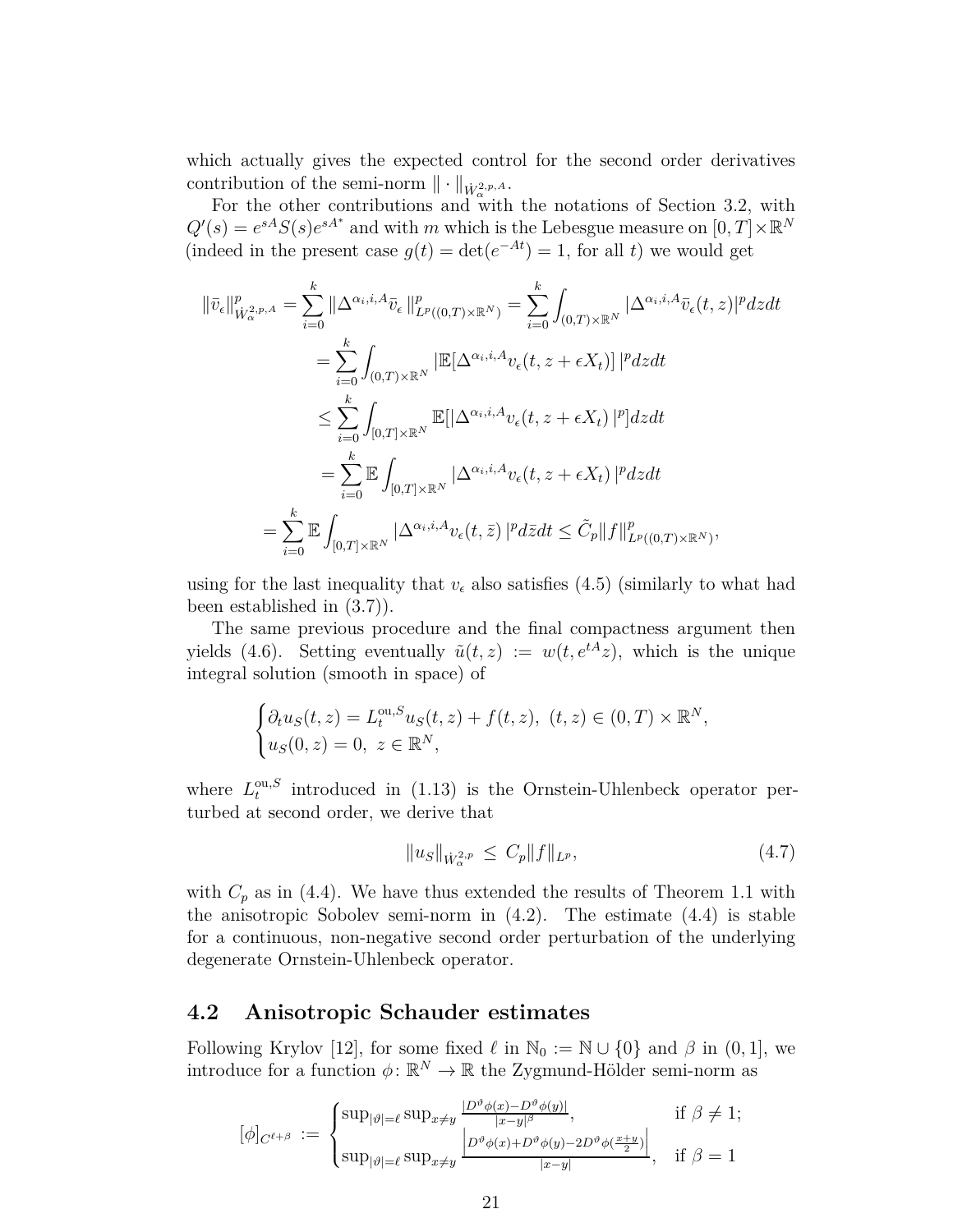which actually gives the expected control for the second order derivatives contribution of the semi-norm $\| \cdot \|_{\dot{W}^{2,p,A}_\alpha}$.

For the other contributions and with the notations of Section 3.2, with $Q'(s) = e^{sA} S(s) e^{sA^*}$ and with $m$ which is the Lebesgue measure on $[0,T] \times \mathbb{R}^N$ (indeed in the present case $g(t) = \det(e^{-At}) = 1$, for all $t$) we would get

$$
\begin{aligned}
\|\bar{v}_\epsilon\|^p_{\dot{W}^{2,p,A}_\alpha} = \sum_{i=0}^k \|\Delta^{\alpha_i,i,A} \bar{v}_\epsilon\|^p_{L^p((0,T)\times\mathbb{R}^N)} &= \sum_{i=0}^k \int_{(0,T)\times\mathbb{R}^N} |\Delta^{\alpha_i,i,A} \bar{v}_\epsilon(t,z)|^p dz dt \\
&= \sum_{i=0}^k \int_{(0,T)\times\mathbb{R}^N} |\mathbb{E}[\Delta^{\alpha_i,i,A} v_\epsilon(t, z+\epsilon X_t)]|^p dz dt \\
&\le \sum_{i=0}^k \int_{[0,T]\times\mathbb{R}^N} \mathbb{E}[|\Delta^{\alpha_i,i,A} v_\epsilon(t, z+\epsilon X_t)|^p] dz dt \\
&= \sum_{i=0}^k \mathbb{E} \int_{[0,T]\times\mathbb{R}^N} |\Delta^{\alpha_i,i,A} v_\epsilon(t, z+\epsilon X_t)|^p dz dt \\
= \sum_{i=0}^k \mathbb{E} \int_{[0,T]\times\mathbb{R}^N} |\Delta^{\alpha_i,i,A} v_\epsilon(t, \bar{z})|^p d\bar{z} dt &\le \tilde{C}_p \|f\|^p_{L^p((0,T)\times\mathbb{R}^N)},
\end{aligned}
$$

using for the last inequality that $v_\epsilon$ also satisfies (4.5) (similarly to what had been established in (3.7)).

The same previous procedure and the final compactness argument then yields (4.6). Setting eventually $\tilde{u}(t,z) := w(t, e^{tA}z)$, which is the unique integral solution (smooth in space) of

$$
\begin{cases}
\partial_t u_S(t,z) = L^{\text{ou},S}_t u_S(t,z) + f(t,z), \ (t,z) \in (0,T) \times \mathbb{R}^N, \\
u_S(0,z) = 0, \ z \in \mathbb{R}^N,
\end{cases}
$$

where $L^{\text{ou},S}_t$ introduced in (1.13) is the Ornstein-Uhlenbeck operator perturbed at second order, we derive that

$$
\|u_S\|_{\dot{W}^{2,p}_\alpha} \le C_p \|f\|_{L^p}, \tag{4.7}
$$

with $C_p$ as in (4.4). We have thus extended the results of Theorem 1.1 with the anisotropic Sobolev semi-norm in (4.2). The estimate (4.4) is stable for a continuous, non-negative second order perturbation of the underlying degenerate Ornstein-Uhlenbeck operator.

## 4.2 Anisotropic Schauder estimates

Following Krylov [12], for some fixed $\ell$ in $\mathbb{N}_0 := \mathbb{N} \cup \{0\}$ and $\beta$ in $(0,1]$, we introduce for a function $\phi \colon \mathbb{R}^N \to \mathbb{R}$ the Zygmund-Hölder semi-norm as

$$
[\phi]_{C^{\ell+\beta}} := \begin{cases}
\sup_{|\vartheta|=\ell} \sup_{x\neq y} \frac{|D^\vartheta \phi(x) - D^\vartheta \phi(y)|}{|x-y|^\beta}, & \text{if } \beta \neq 1; \\
\sup_{|\vartheta|=\ell} \sup_{x\neq y} \frac{\left|D^\vartheta \phi(x) + D^\vartheta \phi(y) - 2D^\vartheta \phi(\frac{x+y}{2})\right|}{|x-y|}, & \text{if } \beta = 1
\end{cases}
$$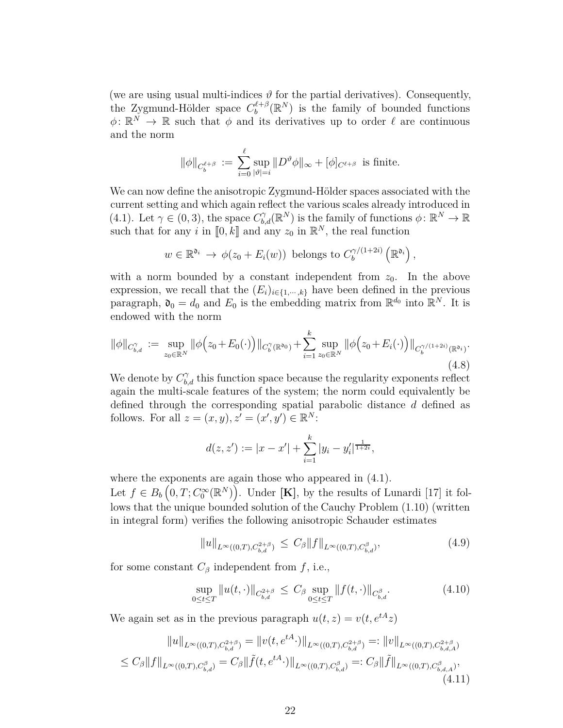(we are using usual multi-indices $\vartheta$ for the partial derivatives). Consequently, the Zygmund-Hölder space $C_b^{\ell+\beta}(\mathbb{R}^N)$ is the family of bounded functions $\phi\colon \mathbb{R}^N \to \mathbb{R}$ such that $\phi$ and its derivatives up to order $\ell$ are continuous and the norm

$$\|\phi\|_{C_b^{\ell+\beta}} := \sum_{i=0}^{\ell} \sup_{|\vartheta|=i} \|D^\vartheta \phi\|_\infty + [\phi]_{C^{\ell+\beta}} \text{ is finite.}$$

We can now define the anisotropic Zygmund-Hölder spaces associated with the current setting and which again reflect the various scales already introduced in (4.1). Let $\gamma \in (0,3)$, the space $C^\gamma_{b,d}(\mathbb{R}^N)$ is the family of functions $\phi\colon \mathbb{R}^N \to \mathbb{R}$ such that for any $i$ in $[\![0,k]\!]$ and any $z_0$ in $\mathbb{R}^N$, the real function

$$w \in \mathbb{R}^{\mathfrak{d}_i} \to \phi(z_0 + E_i(w)) \text{ belongs to } C_b^{\gamma/(1+2i)}\left(\mathbb{R}^{\mathfrak{d}_i}\right),$$

with a norm bounded by a constant independent from $z_0$. In the above expression, we recall that the $(E_i)_{i\in\{1,\cdots,k\}}$ have been defined in the previous paragraph, $\mathfrak{d}_0 = d_0$ and $E_0$ is the embedding matrix from $\mathbb{R}^{d_0}$ into $\mathbb{R}^N$. It is endowed with the norm

$$\|\phi\|_{C^\gamma_{b,d}} := \sup_{z_0\in\mathbb{R}^N} \|\phi\big(z_0 + E_0(\cdot)\big)\|_{C_b^\gamma(\mathbb{R}^{\mathfrak{d}_0})} + \sum_{i=1}^{k} \sup_{z_0\in\mathbb{R}^N} \|\phi\big(z_0 + E_i(\cdot)\big)\|_{C_b^{\gamma/(1+2i)}(\mathbb{R}^{\mathfrak{d}_i})}. \tag{4.8}$$

We denote by $C^\gamma_{b,d}$ this function space because the regularity exponents reflect again the multi-scale features of the system; the norm could equivalently be defined through the corresponding spatial parabolic distance $d$ defined as follows. For all $z=(x,y), z'=(x',y') \in \mathbb{R}^N$:

$$d(z,z') := |x-x'| + \sum_{i=1}^{k} |y_i - y_i'|^{\frac{1}{1+2i}},$$

where the exponents are again those who appeared in (4.1).

Let $f \in B_b\Big(0,T; C_0^\infty(\mathbb{R}^N)\Big)$. Under **[K]**, by the results of Lunardi [17] it follows that the unique bounded solution of the Cauchy Problem (1.10) (written in integral form) verifies the following anisotropic Schauder estimates

$$\|u\|_{L^\infty((0,T),C^{2+\beta}_{b,d})} \leq C_\beta \|f\|_{L^\infty((0,T),C^\beta_{b,d})}, \tag{4.9}$$

for some constant $C_\beta$ independent from $f$, i.e.,

$$\sup_{0\le t\le T} \|u(t,\cdot)\|_{C^{2+\beta}_{b,d}} \leq C_\beta \sup_{0\le t\le T} \|f(t,\cdot)\|_{C^\beta_{b,d}}. \tag{4.10}$$

We again set as in the previous paragraph $u(t,z) = v(t, e^{tA}z)$

$$\begin{aligned} \|u\|_{L^\infty((0,T),C^{2+\beta}_{b,d})} &= \|v(t,e^{tA}\cdot)\|_{L^\infty((0,T),C^{2+\beta}_{b,d})} =: \|v\|_{L^\infty((0,T),C^{2+\beta}_{b,d,A})} \\ \leq C_\beta \|f\|_{L^\infty((0,T),C^\beta_{b,d})} &= C_\beta \|\tilde f(t,e^{tA}\cdot)\|_{L^\infty((0,T),C^\beta_{b,d})} =: C_\beta \|\tilde f\|_{L^\infty((0,T),C^\beta_{b,d,A})}, \end{aligned} \tag{4.11}$$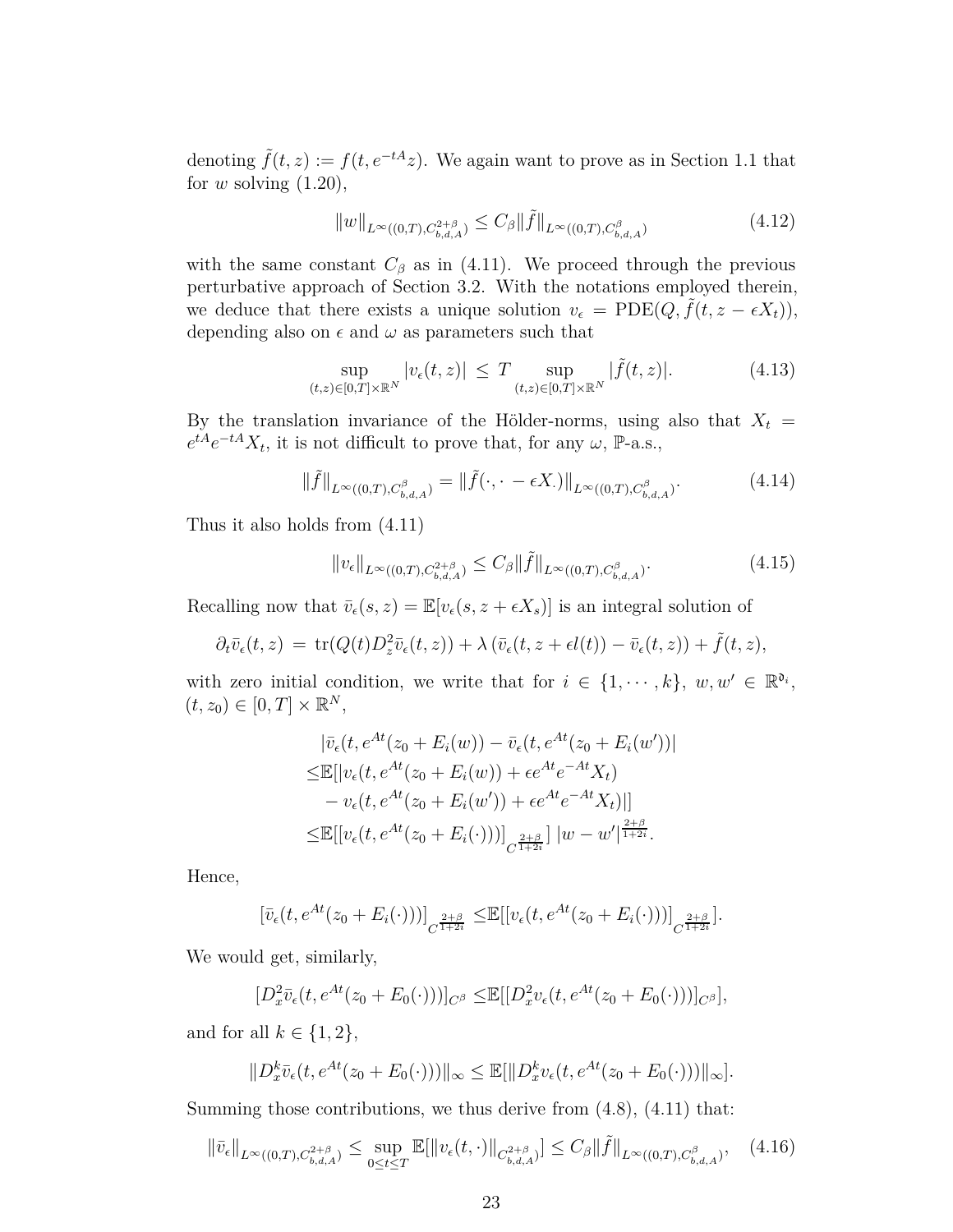denoting $\tilde{f}(t,z) := f(t, e^{-tA}z)$. We again want to prove as in Section 1.1 that for $w$ solving (1.20),

$$\|w\|_{L^\infty((0,T),C^{2+\beta}_{b,d,A})} \le C_\beta \|\tilde{f}\|_{L^\infty((0,T),C^{\beta}_{b,d,A})} \tag{4.12}$$

with the same constant $C_\beta$ as in (4.11). We proceed through the previous perturbative approach of Section 3.2. With the notations employed therein, we deduce that there exists a unique solution $v_\epsilon = \mathrm{PDE}(Q, \tilde{f}(t, z - \epsilon X_t))$, depending also on $\epsilon$ and $\omega$ as parameters such that

$$\sup_{(t,z)\in[0,T]\times\mathbb{R}^N} |v_\epsilon(t,z)| \, \le \, T \sup_{(t,z)\in[0,T]\times\mathbb{R}^N} |\tilde{f}(t,z)|. \tag{4.13}$$

By the translation invariance of the Hölder-norms, using also that $X_t = e^{tA}e^{-tA}X_t$, it is not difficult to prove that, for any $\omega$, $\mathbb{P}$-a.s.,

$$\|\tilde{f}\|_{L^\infty((0,T),C^{\beta}_{b,d,A})} = \|\tilde{f}(\cdot, \cdot - \epsilon X_\cdot)\|_{L^\infty((0,T),C^{\beta}_{b,d,A})}. \tag{4.14}$$

Thus it also holds from (4.11)

$$\|v_\epsilon\|_{L^\infty((0,T),C^{2+\beta}_{b,d,A})} \le C_\beta \|\tilde{f}\|_{L^\infty((0,T),C^{\beta}_{b,d,A})}. \tag{4.15}$$

Recalling now that $\bar{v}_\epsilon(s,z) = \mathbb{E}[v_\epsilon(s, z + \epsilon X_s)]$ is an integral solution of

$$\partial_t \bar{v}_\epsilon(t,z) \, = \, \mathrm{tr}(Q(t) D_z^2 \bar{v}_\epsilon(t,z)) + \lambda\left(\bar{v}_\epsilon(t, z + \epsilon l(t)) - \bar{v}_\epsilon(t,z)\right) + \tilde{f}(t,z),$$

with zero initial condition, we write that for $i \in \{1, \cdots, k\}$, $w, w' \in \mathbb{R}^{\mathfrak{d}_i}$, $(t, z_0) \in [0,T] \times \mathbb{R}^N$,

$$\begin{aligned}
&|\bar{v}_\epsilon(t, e^{At}(z_0 + E_i(w)) - \bar{v}_\epsilon(t, e^{At}(z_0 + E_i(w'))| \\
\le& \mathbb{E}[|v_\epsilon(t, e^{At}(z_0 + E_i(w)) + \epsilon e^{At}e^{-At}X_t) \\
&- v_\epsilon(t, e^{At}(z_0 + E_i(w')) + \epsilon e^{At}e^{-At}X_t)|] \\
\le& \mathbb{E}[[v_\epsilon(t, e^{At}(z_0 + E_i(\cdot)))]_{C^{\frac{2+\beta}{1+2i}}}] \, |w - w'|^{\frac{2+\beta}{1+2i}}.
\end{aligned}$$

Hence,

$$[\bar{v}_\epsilon(t, e^{At}(z_0 + E_i(\cdot)))]_{C^{\frac{2+\beta}{1+2i}}} \le \mathbb{E}[[v_\epsilon(t, e^{At}(z_0 + E_i(\cdot)))]_{C^{\frac{2+\beta}{1+2i}}}].$$

We would get, similarly,

$$[D_x^2 \bar{v}_\epsilon(t, e^{At}(z_0 + E_0(\cdot)))]_{C^\beta} \le \mathbb{E}[[D_x^2 v_\epsilon(t, e^{At}(z_0 + E_0(\cdot)))]_{C^\beta}],$$

and for all $k \in \{1, 2\}$,

$$\|D_x^k \bar{v}_\epsilon(t, e^{At}(z_0 + E_0(\cdot)))\|_\infty \le \mathbb{E}[\|D_x^k v_\epsilon(t, e^{At}(z_0 + E_0(\cdot)))\|_\infty].$$

Summing those contributions, we thus derive from (4.8), (4.11) that:

$$\|\bar{v}_\epsilon\|_{L^\infty((0,T),C^{2+\beta}_{b,d,A})} \le \sup_{0\le t\le T} \mathbb{E}[\|v_\epsilon(t,\cdot)\|_{C^{2+\beta}_{b,d,A}}] \le C_\beta \|\tilde{f}\|_{L^\infty((0,T),C^{\beta}_{b,d,A})}, \tag{4.16}$$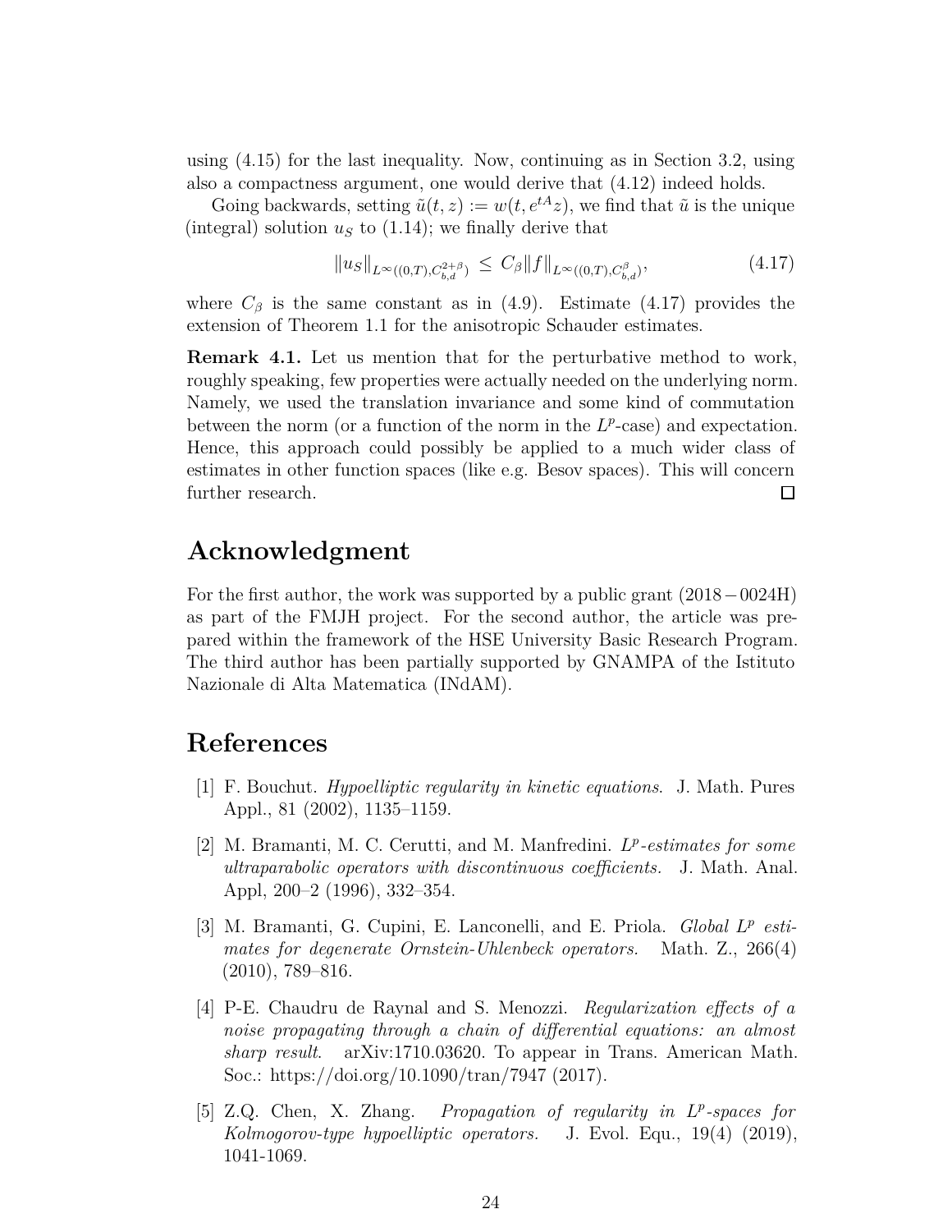using (4.15) for the last inequality. Now, continuing as in Section 3.2, using also a compactness argument, one would derive that (4.12) indeed holds.

Going backwards, setting $\tilde{u}(t,z) := w(t, e^{tA}z)$, we find that $\tilde{u}$ is the unique (integral) solution $u_S$ to (1.14); we finally derive that

$$\|u_S\|_{L^\infty((0,T),C^{2+\beta}_{b,d})} \le C_\beta \|f\|_{L^\infty((0,T),C^{\beta}_{b,d})}, \tag{4.17}$$

where $C_\beta$ is the same constant as in (4.9). Estimate (4.17) provides the extension of Theorem 1.1 for the anisotropic Schauder estimates.

**Remark 4.1.** Let us mention that for the perturbative method to work, roughly speaking, few properties were actually needed on the underlying norm. Namely, we used the translation invariance and some kind of commutation between the norm (or a function of the norm in the $L^p$-case) and expectation. Hence, this approach could possibly be applied to a much wider class of estimates in other function spaces (like e.g. Besov spaces). This will concern further research. □

# Acknowledgment

For the first author, the work was supported by a public grant (2018 − 0024H) as part of the FMJH project. For the second author, the article was prepared within the framework of the HSE University Basic Research Program. The third author has been partially supported by GNAMPA of the Istituto Nazionale di Alta Matematica (INdAM).

# References

[1] F. Bouchut. *Hypoelliptic regularity in kinetic equations*. J. Math. Pures Appl., 81 (2002), 1135–1159.

[2] M. Bramanti, M. C. Cerutti, and M. Manfredini. *$L^p$-estimates for some ultraparabolic operators with discontinuous coefficients.* J. Math. Anal. Appl, 200–2 (1996), 332–354.

[3] M. Bramanti, G. Cupini, E. Lanconelli, and E. Priola. *Global $L^p$ estimates for degenerate Ornstein-Uhlenbeck operators.* Math. Z., 266(4) (2010), 789–816.

[4] P-E. Chaudru de Raynal and S. Menozzi. *Regularization effects of a noise propagating through a chain of differential equations: an almost sharp result*. arXiv:1710.03620. To appear in Trans. American Math. Soc.: https://doi.org/10.1090/tran/7947 (2017).

[5] Z.Q. Chen, X. Zhang. *Propagation of regularity in $L^p$-spaces for Kolmogorov-type hypoelliptic operators.* J. Evol. Equ., 19(4) (2019), 1041-1069.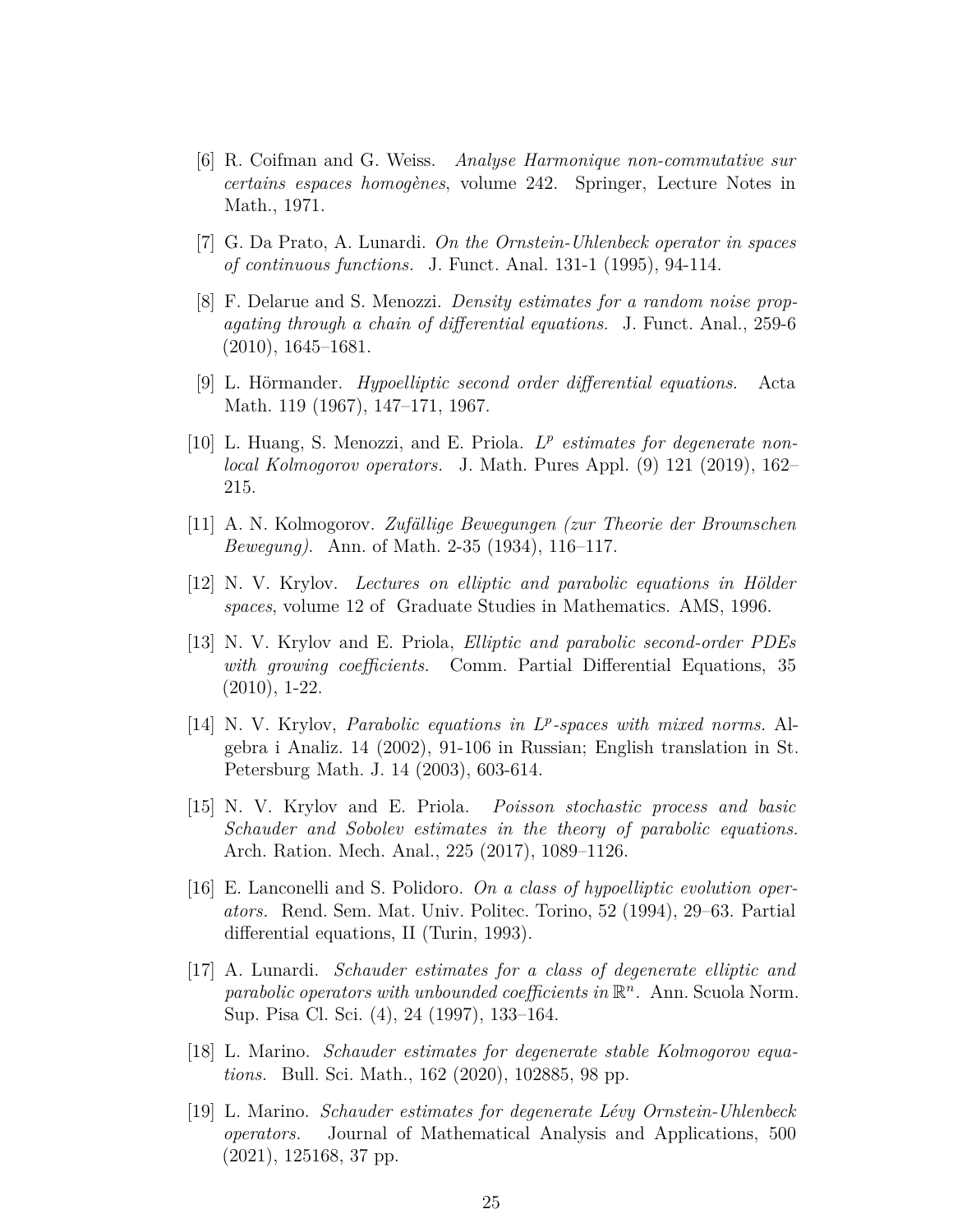[6] R. Coifman and G. Weiss. *Analyse Harmonique non-commutative sur certains espaces homogènes*, volume 242. Springer, Lecture Notes in Math., 1971.

[7] G. Da Prato, A. Lunardi. *On the Ornstein-Uhlenbeck operator in spaces of continuous functions.* J. Funct. Anal. 131-1 (1995), 94-114.

[8] F. Delarue and S. Menozzi. *Density estimates for a random noise propagating through a chain of differential equations.* J. Funct. Anal., 259-6 (2010), 1645–1681.

[9] L. Hörmander. *Hypoelliptic second order differential equations.* Acta Math. 119 (1967), 147–171, 1967.

[10] L. Huang, S. Menozzi, and E. Priola. *$L^p$ estimates for degenerate non-local Kolmogorov operators.* J. Math. Pures Appl. (9) 121 (2019), 162–215.

[11] A. N. Kolmogorov. *Zufällige Bewegungen (zur Theorie der Brownschen Bewegung).* Ann. of Math. 2-35 (1934), 116–117.

[12] N. V. Krylov. *Lectures on elliptic and parabolic equations in Hölder spaces*, volume 12 of Graduate Studies in Mathematics. AMS, 1996.

[13] N. V. Krylov and E. Priola, *Elliptic and parabolic second-order PDEs with growing coefficients.* Comm. Partial Differential Equations, 35 (2010), 1-22.

[14] N. V. Krylov, *Parabolic equations in $L^p$-spaces with mixed norms.* Algebra i Analiz. 14 (2002), 91-106 in Russian; English translation in St. Petersburg Math. J. 14 (2003), 603-614.

[15] N. V. Krylov and E. Priola. *Poisson stochastic process and basic Schauder and Sobolev estimates in the theory of parabolic equations.* Arch. Ration. Mech. Anal., 225 (2017), 1089–1126.

[16] E. Lanconelli and S. Polidoro. *On a class of hypoelliptic evolution operators.* Rend. Sem. Mat. Univ. Politec. Torino, 52 (1994), 29–63. Partial differential equations, II (Turin, 1993).

[17] A. Lunardi. *Schauder estimates for a class of degenerate elliptic and parabolic operators with unbounded coefficients in $\mathbb{R}^n$.* Ann. Scuola Norm. Sup. Pisa Cl. Sci. (4), 24 (1997), 133–164.

[18] L. Marino. *Schauder estimates for degenerate stable Kolmogorov equations.* Bull. Sci. Math., 162 (2020), 102885, 98 pp.

[19] L. Marino. *Schauder estimates for degenerate Lévy Ornstein-Uhlenbeck operators.* Journal of Mathematical Analysis and Applications, 500 (2021), 125168, 37 pp.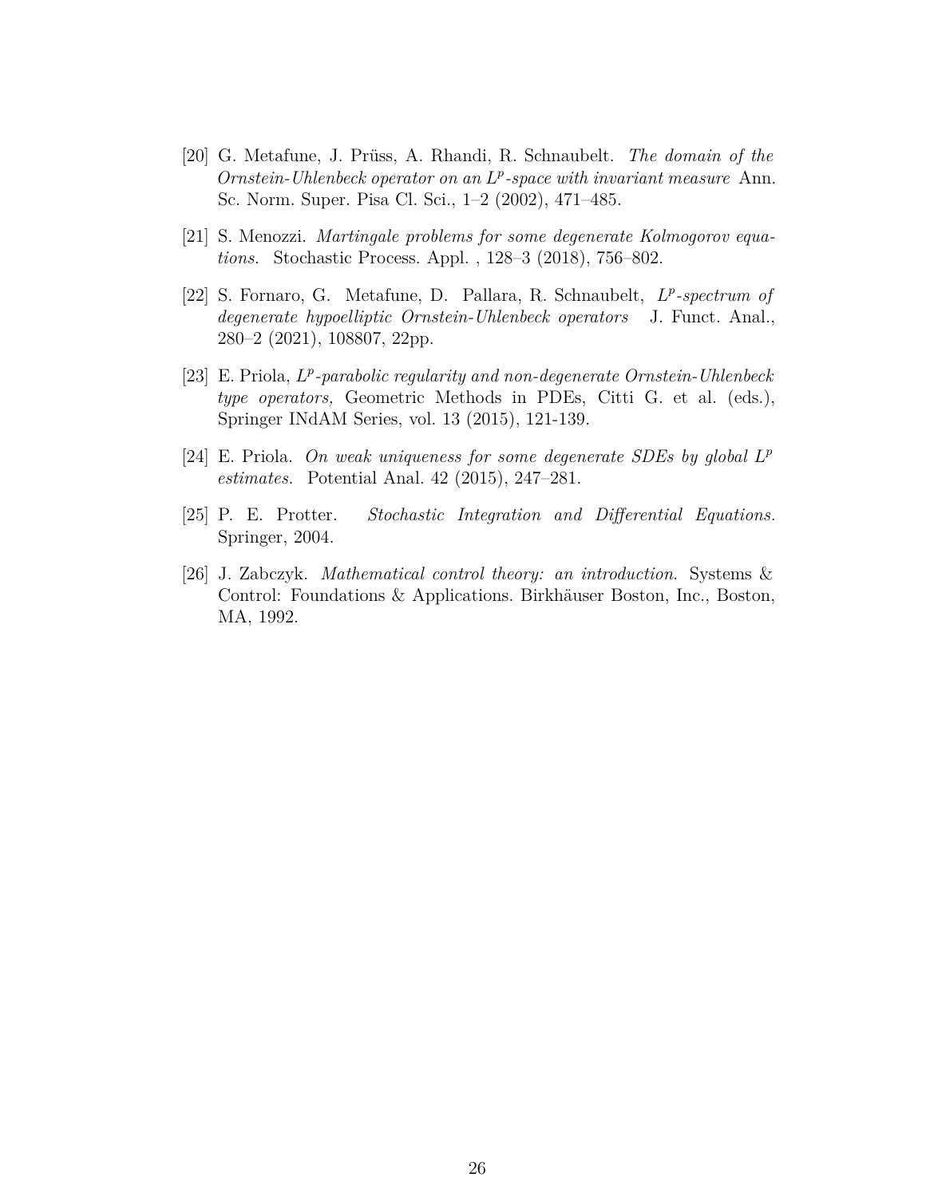[20] G. Metafune, J. Prüss, A. Rhandi, R. Schnaubelt. *The domain of the Ornstein-Uhlenbeck operator on an $L^p$-space with invariant measure* Ann. Sc. Norm. Super. Pisa Cl. Sci., 1–2 (2002), 471–485.

[21] S. Menozzi. *Martingale problems for some degenerate Kolmogorov equations.* Stochastic Process. Appl. , 128–3 (2018), 756–802.

[22] S. Fornaro, G. Metafune, D. Pallara, R. Schnaubelt, *$L^p$-spectrum of degenerate hypoelliptic Ornstein-Uhlenbeck operators* J. Funct. Anal., 280–2 (2021), 108807, 22pp.

[23] E. Priola, *$L^p$-parabolic regularity and non-degenerate Ornstein-Uhlenbeck type operators,* Geometric Methods in PDEs, Citti G. et al. (eds.), Springer INdAM Series, vol. 13 (2015), 121-139.

[24] E. Priola. *On weak uniqueness for some degenerate SDEs by global $L^p$ estimates.* Potential Anal. 42 (2015), 247–281.

[25] P. E. Protter. *Stochastic Integration and Differential Equations.* Springer, 2004.

[26] J. Zabczyk. *Mathematical control theory: an introduction.* Systems & Control: Foundations & Applications. Birkhäuser Boston, Inc., Boston, MA, 1992.